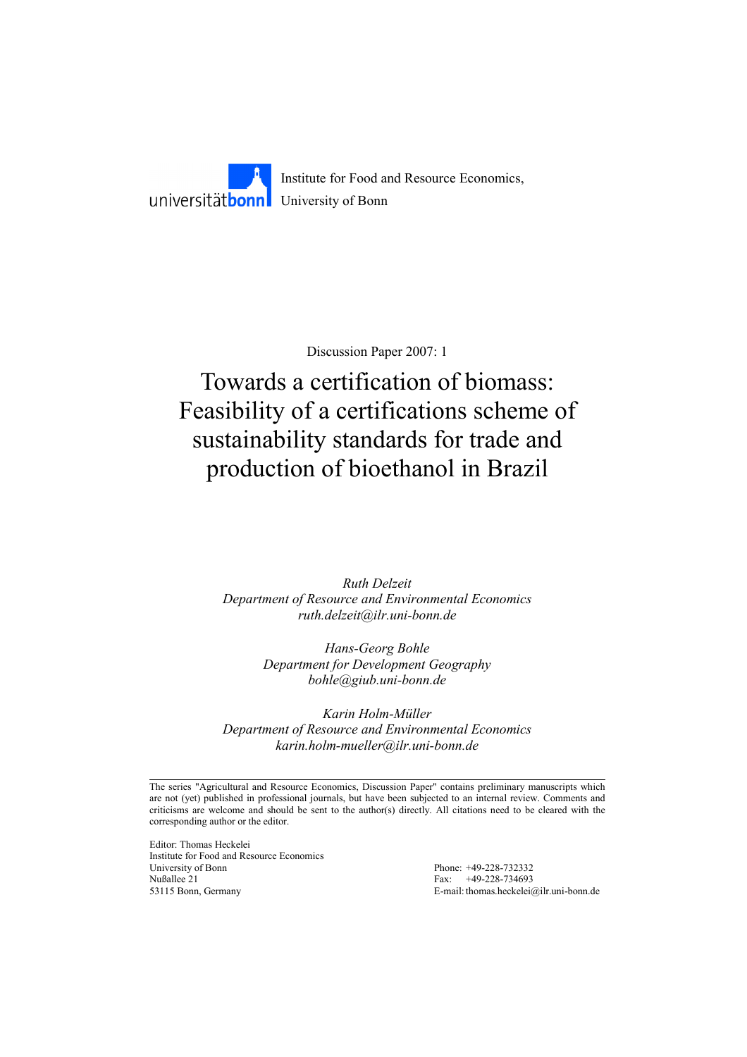universitätbonn Institute for Food and Resource Economics, University of Bonn

Discussion Paper 2007: 1

# Towards a certification of biomass: Feasibility of a certifications scheme of sustainability standards for trade and production of bioethanol in Brazil

*Ruth Delzeit*
*Department of Resource and Environmental Economics*
*ruth.delzeit@ilr.uni-bonn.de*

*Hans-Georg Bohle*
*Department for Development Geography*
*bohle@giub.uni-bonn.de*

*Karin Holm-Müller*
*Department of Resource and Environmental Economics*
*karin.holm-mueller@ilr.uni-bonn.de*

---

The series "Agricultural and Resource Economics, Discussion Paper" contains preliminary manuscripts which are not (yet) published in professional journals, but have been subjected to an internal review. Comments and criticisms are welcome and should be sent to the author(s) directly. All citations need to be cleared with the corresponding author or the editor.

Editor: Thomas Heckelei
Institute for Food and Resource Economics
University of Bonn
Nußallee 21
53115 Bonn, Germany

Phone: +49-228-732332
Fax: +49-228-734693
E-mail: thomas.heckelei@ilr.uni-bonn.de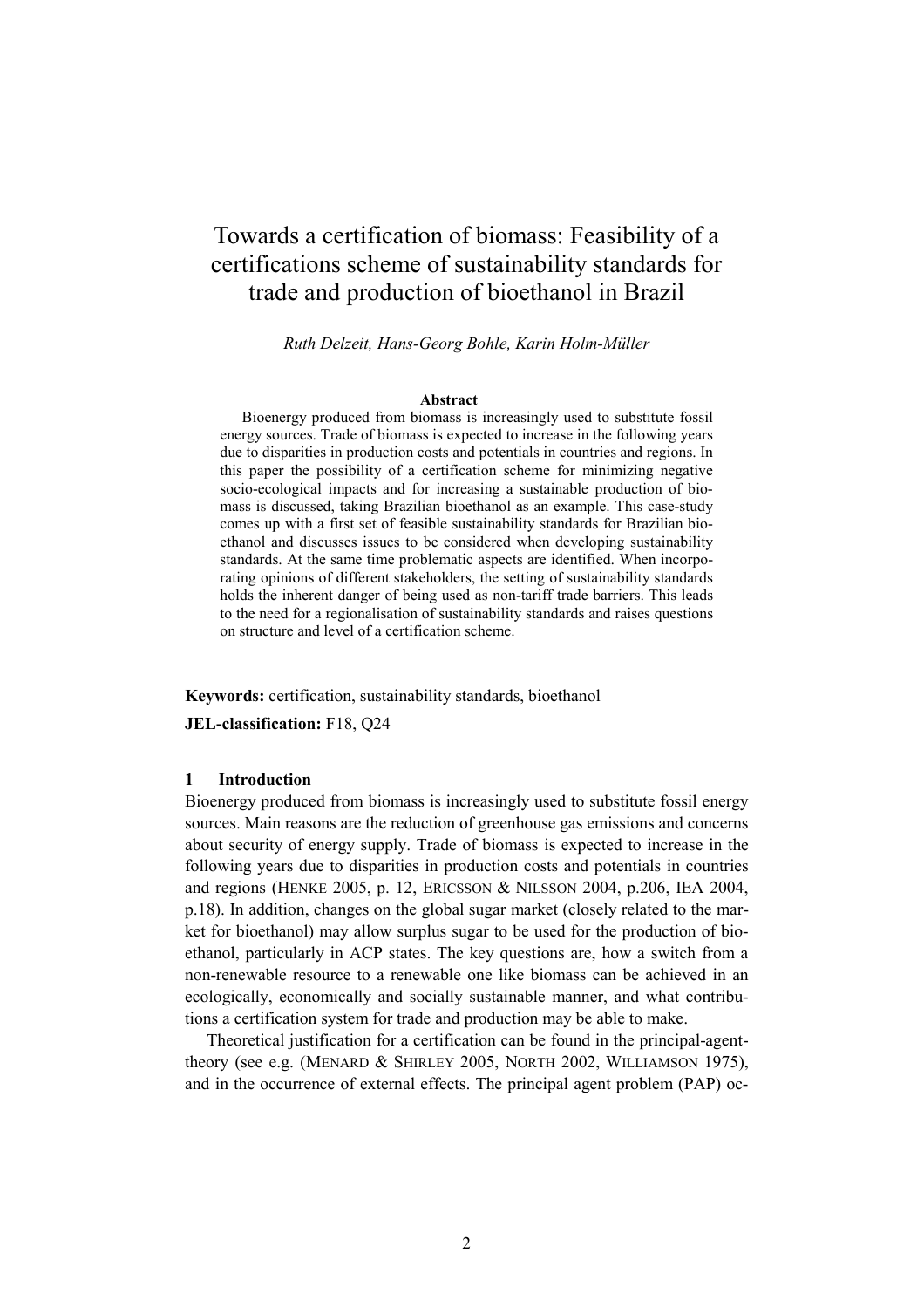# Towards a certification of biomass: Feasibility of a certifications scheme of sustainability standards for trade and production of bioethanol in Brazil

*Ruth Delzeit, Hans-Georg Bohle, Karin Holm-Müller*

**Abstract**

Bioenergy produced from biomass is increasingly used to substitute fossil energy sources. Trade of biomass is expected to increase in the following years due to disparities in production costs and potentials in countries and regions. In this paper the possibility of a certification scheme for minimizing negative socio-ecological impacts and for increasing a sustainable production of biomass is discussed, taking Brazilian bioethanol as an example. This case-study comes up with a first set of feasible sustainability standards for Brazilian bioethanol and discusses issues to be considered when developing sustainability standards. At the same time problematic aspects are identified. When incorporating opinions of different stakeholders, the setting of sustainability standards holds the inherent danger of being used as non-tariff trade barriers. This leads to the need for a regionalisation of sustainability standards and raises questions on structure and level of a certification scheme.

**Keywords:** certification, sustainability standards, bioethanol

**JEL-classification:** F18, Q24

## 1 Introduction

Bioenergy produced from biomass is increasingly used to substitute fossil energy sources. Main reasons are the reduction of greenhouse gas emissions and concerns about security of energy supply. Trade of biomass is expected to increase in the following years due to disparities in production costs and potentials in countries and regions (HENKE 2005, p. 12, ERICSSON & NILSSON 2004, p.206, IEA 2004, p.18). In addition, changes on the global sugar market (closely related to the market for bioethanol) may allow surplus sugar to be used for the production of bioethanol, particularly in ACP states. The key questions are, how a switch from a non-renewable resource to a renewable one like biomass can be achieved in an ecologically, economically and socially sustainable manner, and what contributions a certification system for trade and production may be able to make.

Theoretical justification for a certification can be found in the principal-agent-theory (see e.g. (MENARD & SHIRLEY 2005, NORTH 2002, WILLIAMSON 1975), and in the occurrence of external effects. The principal agent problem (PAP) oc-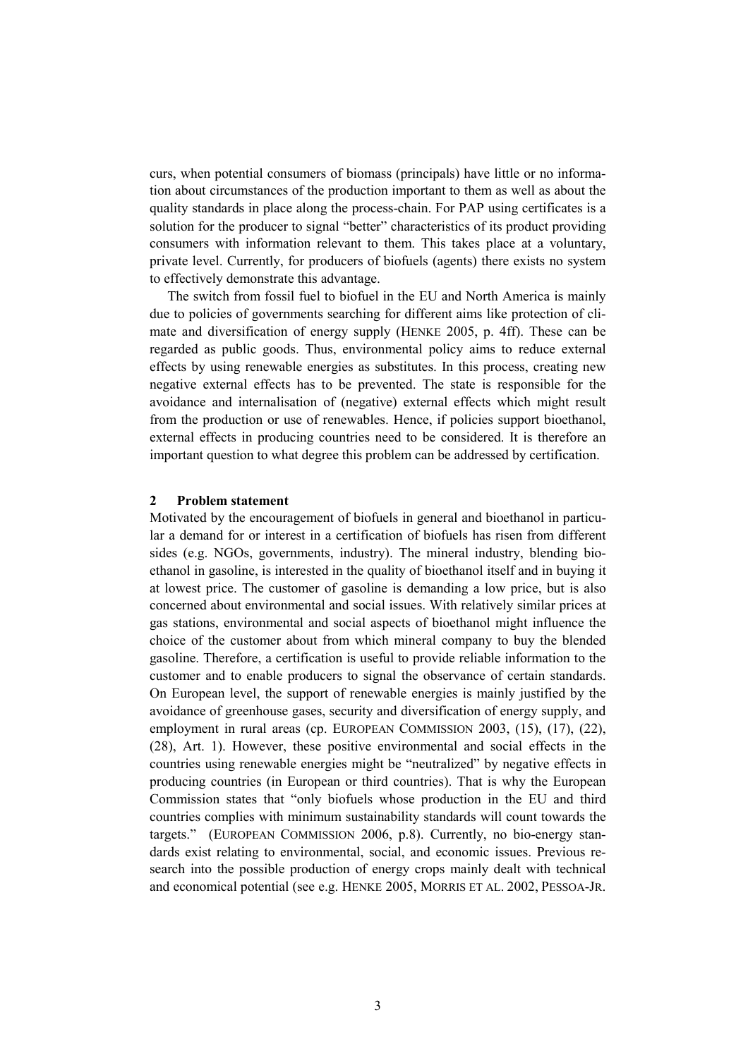curs, when potential consumers of biomass (principals) have little or no information about circumstances of the production important to them as well as about the quality standards in place along the process-chain. For PAP using certificates is a solution for the producer to signal "better" characteristics of its product providing consumers with information relevant to them. This takes place at a voluntary, private level. Currently, for producers of biofuels (agents) there exists no system to effectively demonstrate this advantage.

The switch from fossil fuel to biofuel in the EU and North America is mainly due to policies of governments searching for different aims like protection of climate and diversification of energy supply (HENKE 2005, p. 4ff). These can be regarded as public goods. Thus, environmental policy aims to reduce external effects by using renewable energies as substitutes. In this process, creating new negative external effects has to be prevented. The state is responsible for the avoidance and internalisation of (negative) external effects which might result from the production or use of renewables. Hence, if policies support bioethanol, external effects in producing countries need to be considered. It is therefore an important question to what degree this problem can be addressed by certification.

## 2 Problem statement

Motivated by the encouragement of biofuels in general and bioethanol in particular a demand for or interest in a certification of biofuels has risen from different sides (e.g. NGOs, governments, industry). The mineral industry, blending bioethanol in gasoline, is interested in the quality of bioethanol itself and in buying it at lowest price. The customer of gasoline is demanding a low price, but is also concerned about environmental and social issues. With relatively similar prices at gas stations, environmental and social aspects of bioethanol might influence the choice of the customer about from which mineral company to buy the blended gasoline. Therefore, a certification is useful to provide reliable information to the customer and to enable producers to signal the observance of certain standards. On European level, the support of renewable energies is mainly justified by the avoidance of greenhouse gases, security and diversification of energy supply, and employment in rural areas (cp. EUROPEAN COMMISSION 2003, (15), (17), (22), (28), Art. 1). However, these positive environmental and social effects in the countries using renewable energies might be "neutralized" by negative effects in producing countries (in European or third countries). That is why the European Commission states that "only biofuels whose production in the EU and third countries complies with minimum sustainability standards will count towards the targets." (EUROPEAN COMMISSION 2006, p.8). Currently, no bio-energy standards exist relating to environmental, social, and economic issues. Previous research into the possible production of energy crops mainly dealt with technical and economical potential (see e.g. HENKE 2005, MORRIS ET AL. 2002, PESSOA-JR.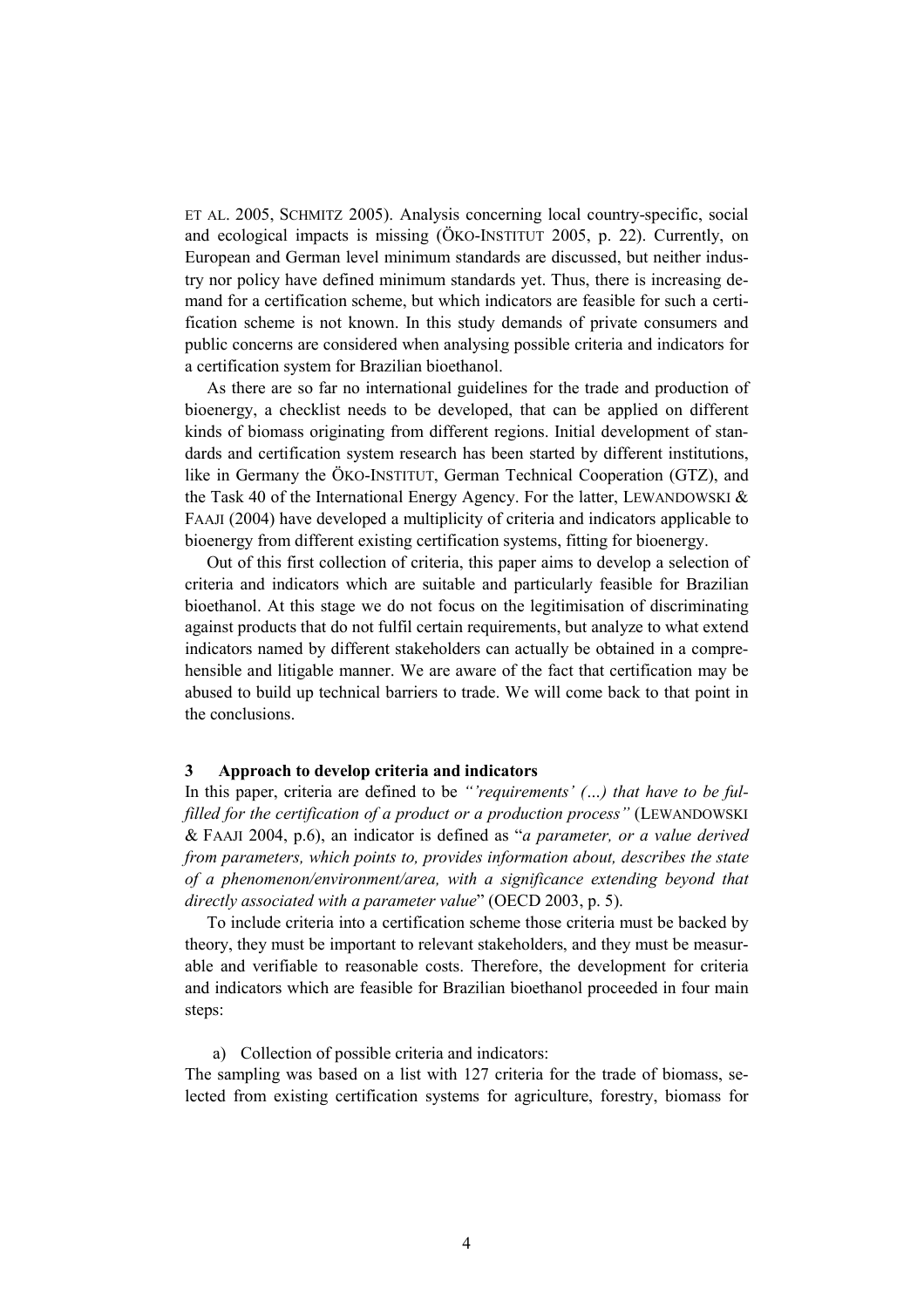ET AL. 2005, SCHMITZ 2005). Analysis concerning local country-specific, social and ecological impacts is missing (ÖKO-INSTITUT 2005, p. 22). Currently, on European and German level minimum standards are discussed, but neither industry nor policy have defined minimum standards yet. Thus, there is increasing demand for a certification scheme, but which indicators are feasible for such a certification scheme is not known. In this study demands of private consumers and public concerns are considered when analysing possible criteria and indicators for a certification system for Brazilian bioethanol.

As there are so far no international guidelines for the trade and production of bioenergy, a checklist needs to be developed, that can be applied on different kinds of biomass originating from different regions. Initial development of standards and certification system research has been started by different institutions, like in Germany the ÖKO-INSTITUT, German Technical Cooperation (GTZ), and the Task 40 of the International Energy Agency. For the latter, LEWANDOWSKI & FAAJI (2004) have developed a multiplicity of criteria and indicators applicable to bioenergy from different existing certification systems, fitting for bioenergy.

Out of this first collection of criteria, this paper aims to develop a selection of criteria and indicators which are suitable and particularly feasible for Brazilian bioethanol. At this stage we do not focus on the legitimisation of discriminating against products that do not fulfil certain requirements, but analyze to what extend indicators named by different stakeholders can actually be obtained in a comprehensible and litigable manner. We are aware of the fact that certification may be abused to build up technical barriers to trade. We will come back to that point in the conclusions.

## 3 Approach to develop criteria and indicators

In this paper, criteria are defined to be *"'requirements' (…) that have to be fulfilled for the certification of a product or a production process"* (LEWANDOWSKI & FAAJI 2004, p.6), an indicator is defined as "*a parameter, or a value derived from parameters, which points to, provides information about, describes the state of a phenomenon/environment/area, with a significance extending beyond that directly associated with a parameter value*" (OECD 2003, p. 5).

To include criteria into a certification scheme those criteria must be backed by theory, they must be important to relevant stakeholders, and they must be measurable and verifiable to reasonable costs. Therefore, the development for criteria and indicators which are feasible for Brazilian bioethanol proceeded in four main steps:

a) Collection of possible criteria and indicators:

The sampling was based on a list with 127 criteria for the trade of biomass, selected from existing certification systems for agriculture, forestry, biomass for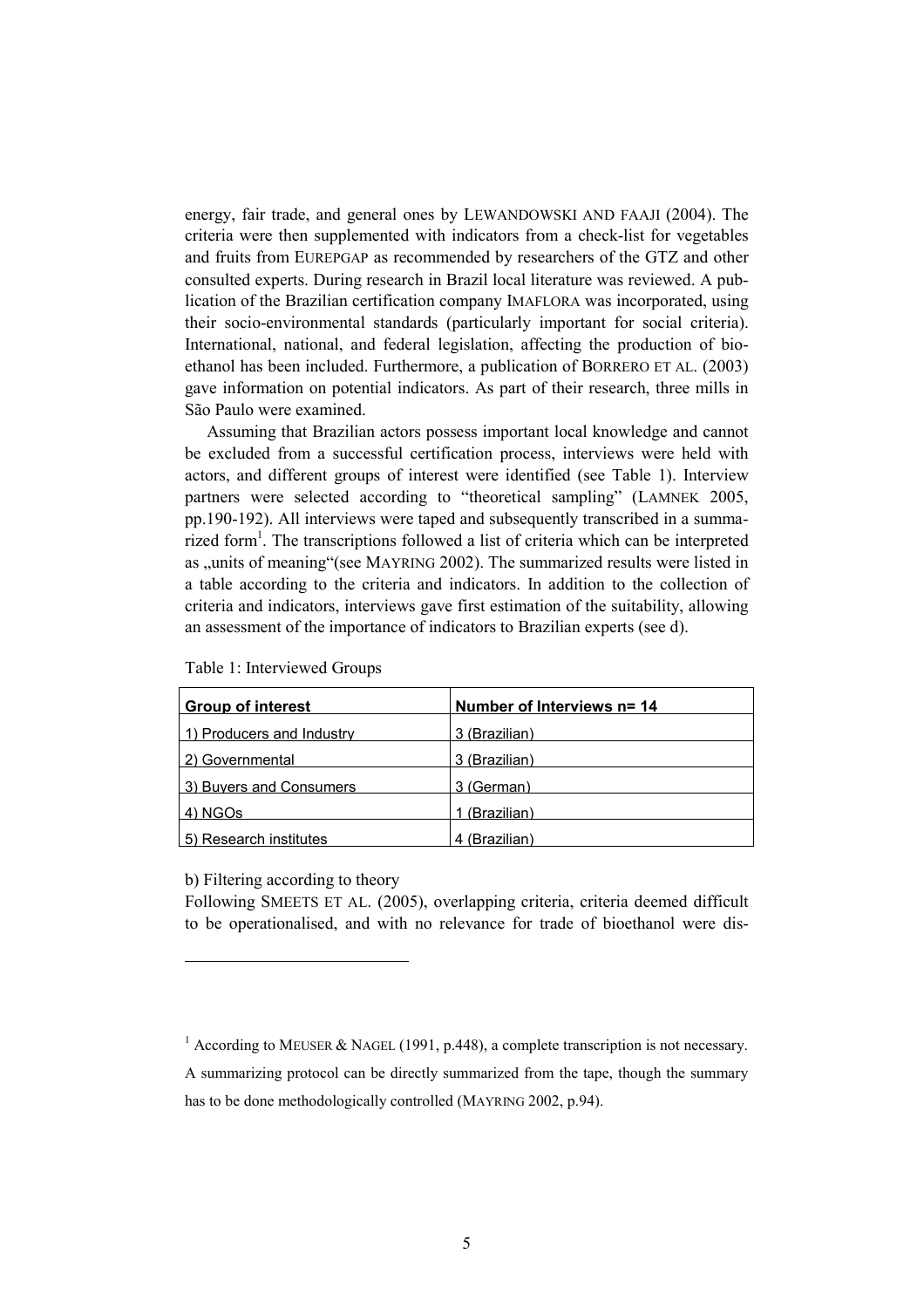energy, fair trade, and general ones by LEWANDOWSKI AND FAAJI (2004). The criteria were then supplemented with indicators from a check-list for vegetables and fruits from EUREPGAP as recommended by researchers of the GTZ and other consulted experts. During research in Brazil local literature was reviewed. A publication of the Brazilian certification company IMAFLORA was incorporated, using their socio-environmental standards (particularly important for social criteria). International, national, and federal legislation, affecting the production of bioethanol has been included. Furthermore, a publication of BORRERO ET AL. (2003) gave information on potential indicators. As part of their research, three mills in São Paulo were examined.

Assuming that Brazilian actors possess important local knowledge and cannot be excluded from a successful certification process, interviews were held with actors, and different groups of interest were identified (see Table 1). Interview partners were selected according to "theoretical sampling" (LAMNEK 2005, pp.190-192). All interviews were taped and subsequently transcribed in a summarized form[1]. The transcriptions followed a list of criteria which can be interpreted as „units of meaning"(see MAYRING 2002). The summarized results were listed in a table according to the criteria and indicators. In addition to the collection of criteria and indicators, interviews gave first estimation of the suitability, allowing an assessment of the importance of indicators to Brazilian experts (see d).

Table 1: Interviewed Groups

| Group of interest | Number of Interviews n= 14 |
|---|---|
| 1) Producers and Industry | 3 (Brazilian) |
| 2) Governmental | 3 (Brazilian) |
| 3) Buyers and Consumers | 3 (German) |
| 4) NGOs | 1 (Brazilian) |
| 5) Research institutes | 4 (Brazilian) |

b) Filtering according to theory

Following SMEETS ET AL. (2005), overlapping criteria, criteria deemed difficult to be operationalised, and with no relevance for trade of bioethanol were dis-

[1] According to MEUSER & NAGEL (1991, p.448), a complete transcription is not necessary. A summarizing protocol can be directly summarized from the tape, though the summary has to be done methodologically controlled (MAYRING 2002, p.94).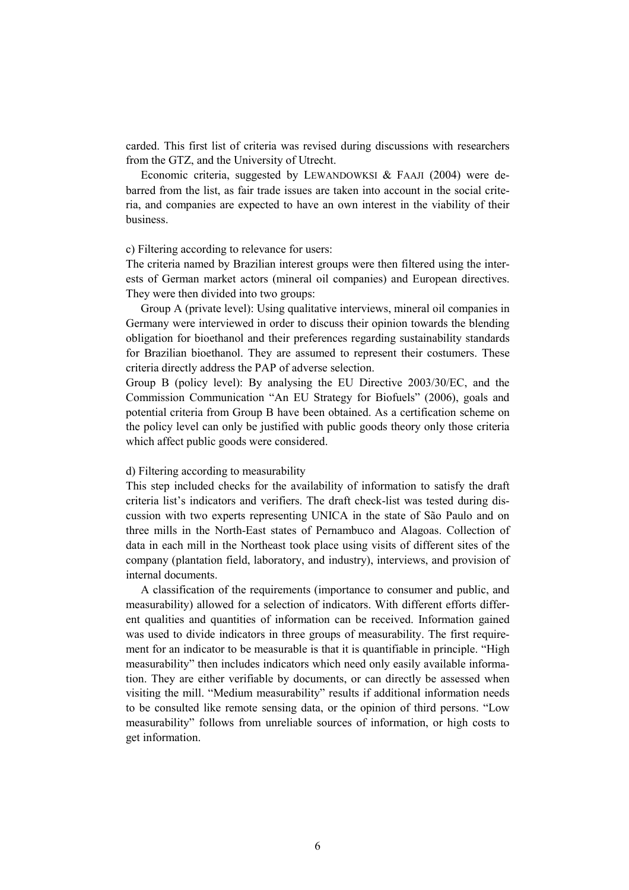carded. This first list of criteria was revised during discussions with researchers from the GTZ, and the University of Utrecht.

Economic criteria, suggested by LEWANDOWKSI & FAAJI (2004) were debarred from the list, as fair trade issues are taken into account in the social criteria, and companies are expected to have an own interest in the viability of their business.

c) Filtering according to relevance for users:

The criteria named by Brazilian interest groups were then filtered using the interests of German market actors (mineral oil companies) and European directives. They were then divided into two groups:

Group A (private level): Using qualitative interviews, mineral oil companies in Germany were interviewed in order to discuss their opinion towards the blending obligation for bioethanol and their preferences regarding sustainability standards for Brazilian bioethanol. They are assumed to represent their costumers. These criteria directly address the PAP of adverse selection.

Group B (policy level): By analysing the EU Directive 2003/30/EC, and the Commission Communication "An EU Strategy for Biofuels" (2006), goals and potential criteria from Group B have been obtained. As a certification scheme on the policy level can only be justified with public goods theory only those criteria which affect public goods were considered.

d) Filtering according to measurability

This step included checks for the availability of information to satisfy the draft criteria list's indicators and verifiers. The draft check-list was tested during discussion with two experts representing UNICA in the state of São Paulo and on three mills in the North-East states of Pernambuco and Alagoas. Collection of data in each mill in the Northeast took place using visits of different sites of the company (plantation field, laboratory, and industry), interviews, and provision of internal documents.

A classification of the requirements (importance to consumer and public, and measurability) allowed for a selection of indicators. With different efforts different qualities and quantities of information can be received. Information gained was used to divide indicators in three groups of measurability. The first requirement for an indicator to be measurable is that it is quantifiable in principle. "High measurability" then includes indicators which need only easily available information. They are either verifiable by documents, or can directly be assessed when visiting the mill. "Medium measurability" results if additional information needs to be consulted like remote sensing data, or the opinion of third persons. "Low measurability" follows from unreliable sources of information, or high costs to get information.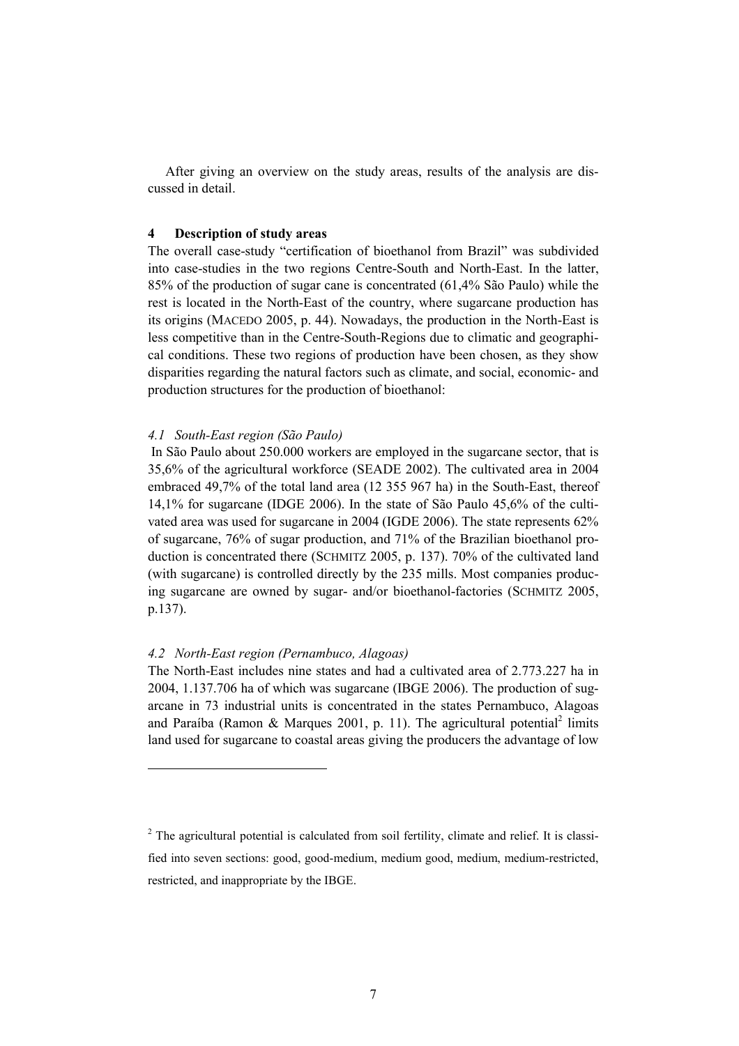After giving an overview on the study areas, results of the analysis are discussed in detail.

## 4 Description of study areas

The overall case-study "certification of bioethanol from Brazil" was subdivided into case-studies in the two regions Centre-South and North-East. In the latter, 85% of the production of sugar cane is concentrated (61,4% São Paulo) while the rest is located in the North-East of the country, where sugarcane production has its origins (MACEDO 2005, p. 44). Nowadays, the production in the North-East is less competitive than in the Centre-South-Regions due to climatic and geographical conditions. These two regions of production have been chosen, as they show disparities regarding the natural factors such as climate, and social, economic- and production structures for the production of bioethanol:

### *4.1 South-East region (São Paulo)*

In São Paulo about 250.000 workers are employed in the sugarcane sector, that is 35,6% of the agricultural workforce (SEADE 2002). The cultivated area in 2004 embraced 49,7% of the total land area (12 355 967 ha) in the South-East, thereof 14,1% for sugarcane (IDGE 2006). In the state of São Paulo 45,6% of the cultivated area was used for sugarcane in 2004 (IGDE 2006). The state represents 62% of sugarcane, 76% of sugar production, and 71% of the Brazilian bioethanol production is concentrated there (SCHMITZ 2005, p. 137). 70% of the cultivated land (with sugarcane) is controlled directly by the 235 mills. Most companies producing sugarcane are owned by sugar- and/or bioethanol-factories (SCHMITZ 2005, p.137).

### *4.2 North-East region (Pernambuco, Alagoas)*

The North-East includes nine states and had a cultivated area of 2.773.227 ha in 2004, 1.137.706 ha of which was sugarcane (IBGE 2006). The production of sugarcane in 73 industrial units is concentrated in the states Pernambuco, Alagoas and Paraíba (Ramon & Marques 2001, p. 11). The agricultural potential[2] limits land used for sugarcane to coastal areas giving the producers the advantage of low

---

[2] The agricultural potential is calculated from soil fertility, climate and relief. It is classified into seven sections: good, good-medium, medium good, medium, medium-restricted, restricted, and inappropriate by the IBGE.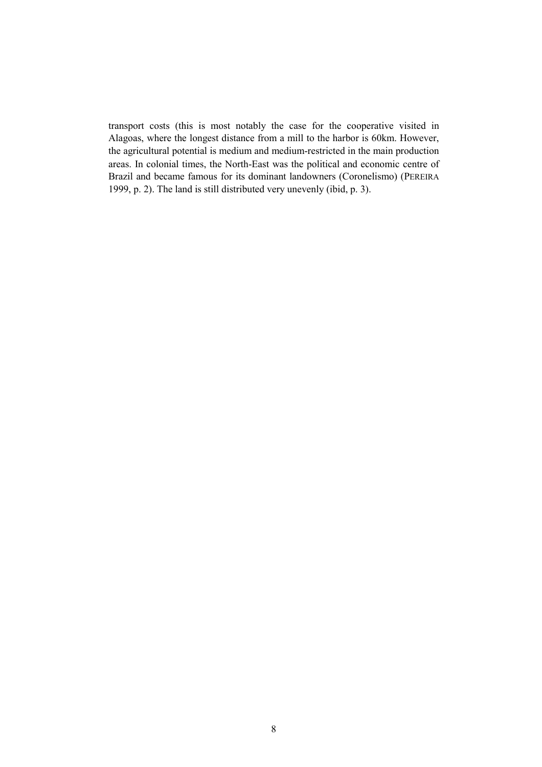transport costs (this is most notably the case for the cooperative visited in Alagoas, where the longest distance from a mill to the harbor is 60km. However, the agricultural potential is medium and medium-restricted in the main production areas. In colonial times, the North-East was the political and economic centre of Brazil and became famous for its dominant landowners (Coronelismo) (PEREIRA 1999, p. 2). The land is still distributed very unevenly (ibid, p. 3).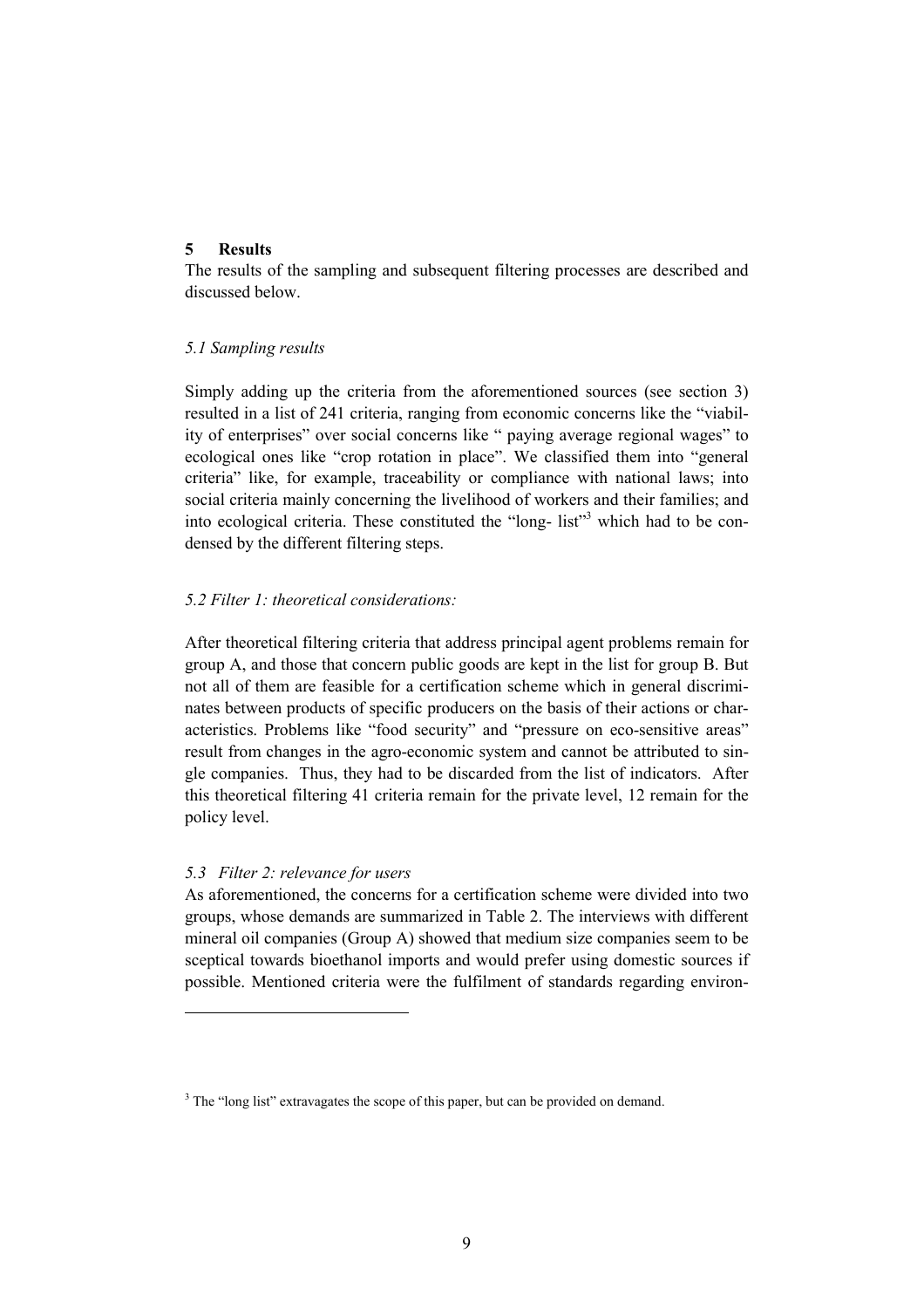## 5 Results

The results of the sampling and subsequent filtering processes are described and discussed below.

### *5.1 Sampling results*

Simply adding up the criteria from the aforementioned sources (see section 3) resulted in a list of 241 criteria, ranging from economic concerns like the "viability of enterprises" over social concerns like " paying average regional wages" to ecological ones like "crop rotation in place". We classified them into "general criteria" like, for example, traceability or compliance with national laws; into social criteria mainly concerning the livelihood of workers and their families; and into ecological criteria. These constituted the "long- list"[3] which had to be condensed by the different filtering steps.

### *5.2 Filter 1: theoretical considerations:*

After theoretical filtering criteria that address principal agent problems remain for group A, and those that concern public goods are kept in the list for group B. But not all of them are feasible for a certification scheme which in general discriminates between products of specific producers on the basis of their actions or characteristics. Problems like "food security" and "pressure on eco-sensitive areas" result from changes in the agro-economic system and cannot be attributed to single companies. Thus, they had to be discarded from the list of indicators. After this theoretical filtering 41 criteria remain for the private level, 12 remain for the policy level.

### *5.3 Filter 2: relevance for users*

As aforementioned, the concerns for a certification scheme were divided into two groups, whose demands are summarized in Table 2. The interviews with different mineral oil companies (Group A) showed that medium size companies seem to be sceptical towards bioethanol imports and would prefer using domestic sources if possible. Mentioned criteria were the fulfilment of standards regarding environ-

[3] The "long list" extravagates the scope of this paper, but can be provided on demand.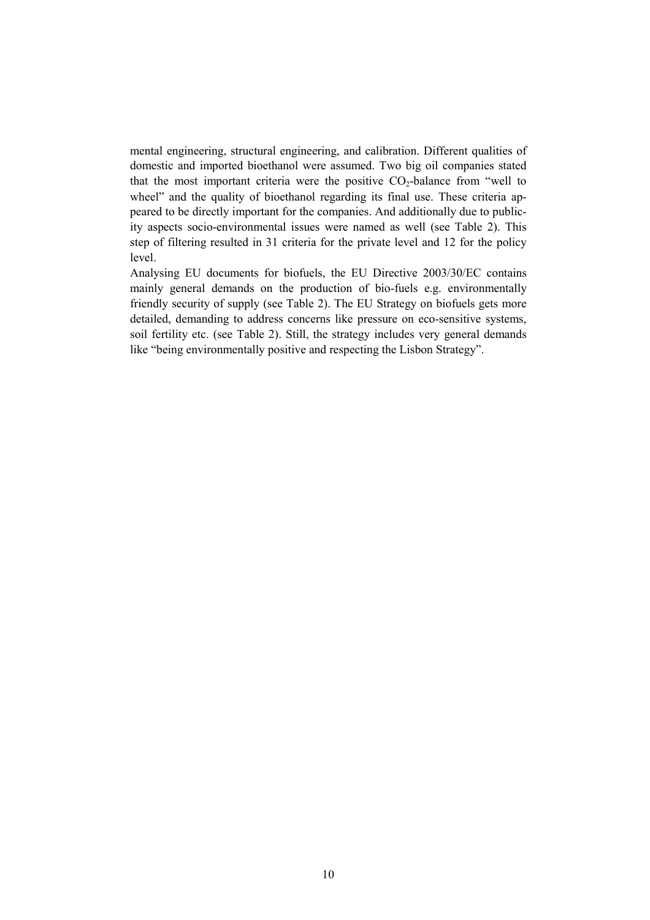mental engineering, structural engineering, and calibration. Different qualities of domestic and imported bioethanol were assumed. Two big oil companies stated that the most important criteria were the positive $CO_2$-balance from "well to wheel" and the quality of bioethanol regarding its final use. These criteria appeared to be directly important for the companies. And additionally due to publicity aspects socio-environmental issues were named as well (see Table 2). This step of filtering resulted in 31 criteria for the private level and 12 for the policy level.

Analysing EU documents for biofuels, the EU Directive 2003/30/EC contains mainly general demands on the production of bio-fuels e.g. environmentally friendly security of supply (see Table 2). The EU Strategy on biofuels gets more detailed, demanding to address concerns like pressure on eco-sensitive systems, soil fertility etc. (see Table 2). Still, the strategy includes very general demands like "being environmentally positive and respecting the Lisbon Strategy".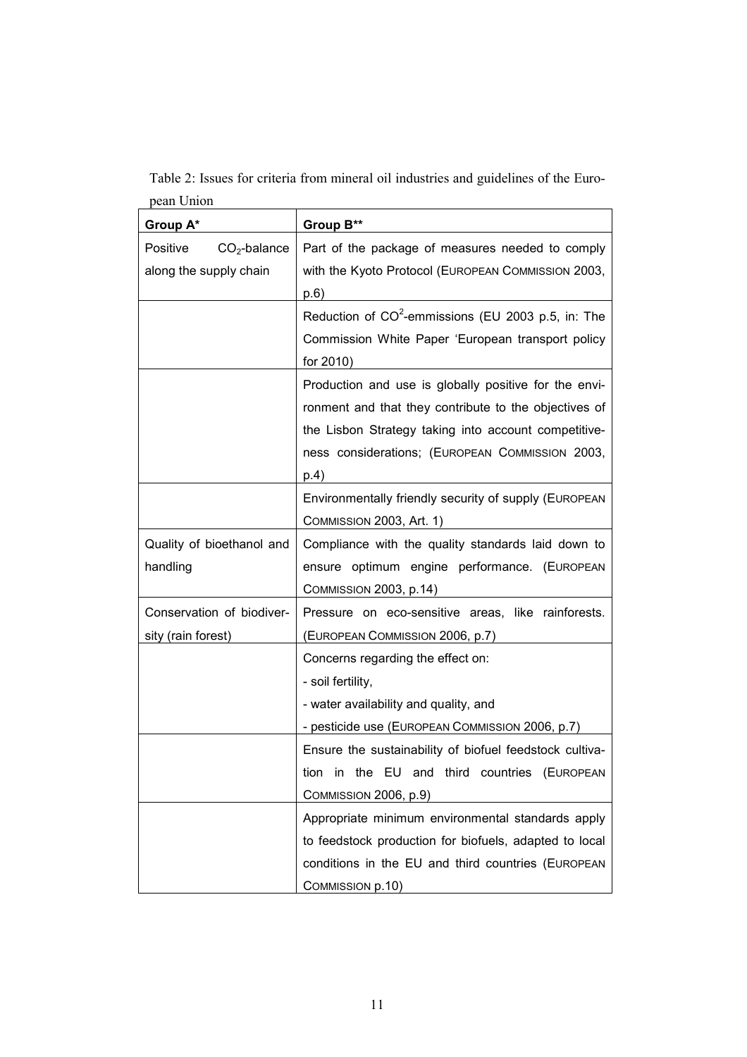Table 2: Issues for criteria from mineral oil industries and guidelines of the European Union

| Group A* | Group B** |
|---|---|
| Positive $CO_2$-balance along the supply chain | Part of the package of measures needed to comply with the Kyoto Protocol (EUROPEAN COMMISSION 2003, p.6) |
| | Reduction of $CO^2$-emmissions (EU 2003 p.5, in: The Commission White Paper 'European transport policy for 2010) |
| | Production and use is globally positive for the environment and that they contribute to the objectives of the Lisbon Strategy taking into account competitiveness considerations; (EUROPEAN COMMISSION 2003, p.4) |
| | Environmentally friendly security of supply (EUROPEAN COMMISSION 2003, Art. 1) |
| Quality of bioethanol and handling | Compliance with the quality standards laid down to ensure optimum engine performance. (EUROPEAN COMMISSION 2003, p.14) |
| Conservation of biodiversity (rain forest) | Pressure on eco-sensitive areas, like rainforests. (EUROPEAN COMMISSION 2006, p.7) |
| | Concerns regarding the effect on:<br>- soil fertility,<br>- water availability and quality, and<br>- pesticide use (EUROPEAN COMMISSION 2006, p.7) |
| | Ensure the sustainability of biofuel feedstock cultivation in the EU and third countries (EUROPEAN COMMISSION 2006, p.9) |
| | Appropriate minimum environmental standards apply to feedstock production for biofuels, adapted to local conditions in the EU and third countries (EUROPEAN COMMISSION p.10) |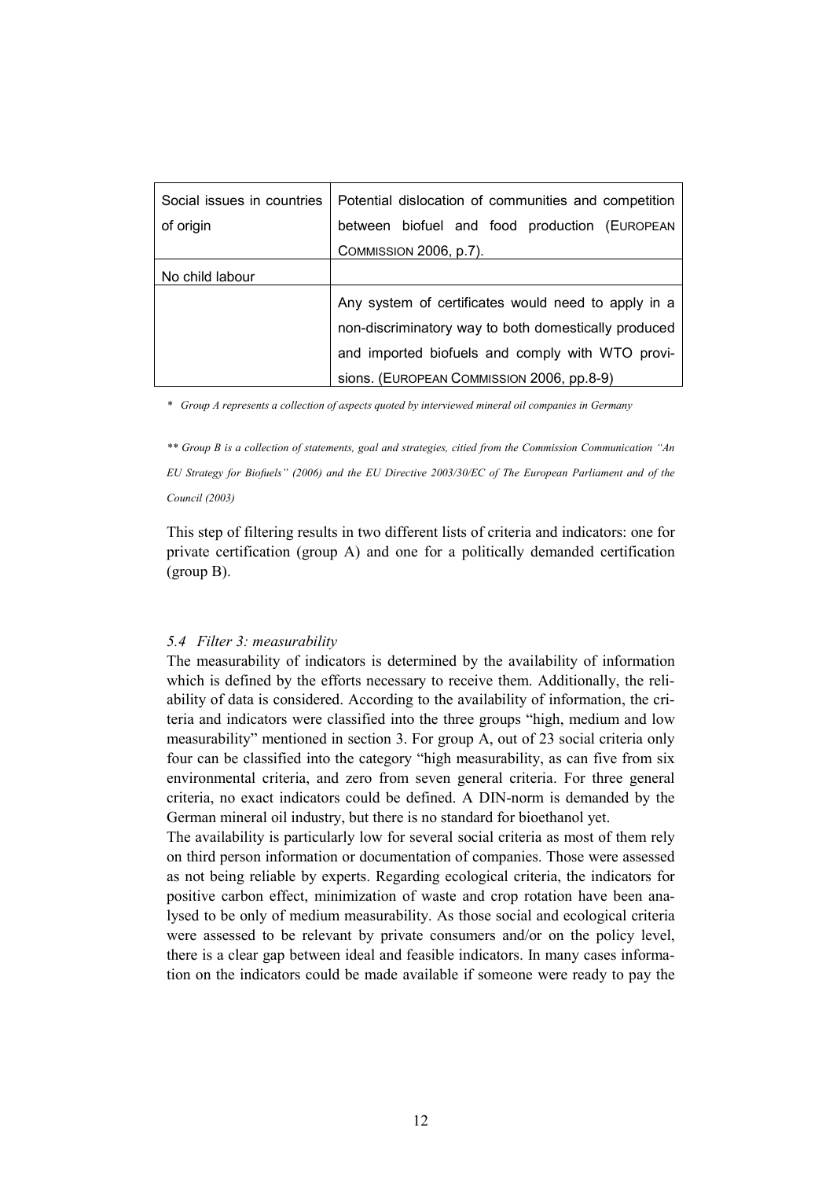| | |
|---|---|
| Social issues in countries of origin | Potential dislocation of communities and competition between biofuel and food production (EUROPEAN COMMISSION 2006, p.7). |
| No child labour | |
| | Any system of certificates would need to apply in a non-discriminatory way to both domestically produced and imported biofuels and comply with WTO provisions. (EUROPEAN COMMISSION 2006, pp.8-9) |

*\* Group A represents a collection of aspects quoted by interviewed mineral oil companies in Germany*

*\*\* Group B is a collection of statements, goal and strategies, citied from the Commission Communication "An EU Strategy for Biofuels" (2006) and the EU Directive 2003/30/EC of The European Parliament and of the Council (2003)*

This step of filtering results in two different lists of criteria and indicators: one for private certification (group A) and one for a politically demanded certification (group B).

### *5.4 Filter 3: measurability*

The measurability of indicators is determined by the availability of information which is defined by the efforts necessary to receive them. Additionally, the reliability of data is considered. According to the availability of information, the criteria and indicators were classified into the three groups "high, medium and low measurability" mentioned in section 3. For group A, out of 23 social criteria only four can be classified into the category "high measurability, as can five from six environmental criteria, and zero from seven general criteria. For three general criteria, no exact indicators could be defined. A DIN-norm is demanded by the German mineral oil industry, but there is no standard for bioethanol yet.

The availability is particularly low for several social criteria as most of them rely on third person information or documentation of companies. Those were assessed as not being reliable by experts. Regarding ecological criteria, the indicators for positive carbon effect, minimization of waste and crop rotation have been analysed to be only of medium measurability. As those social and ecological criteria were assessed to be relevant by private consumers and/or on the policy level, there is a clear gap between ideal and feasible indicators. In many cases information on the indicators could be made available if someone were ready to pay the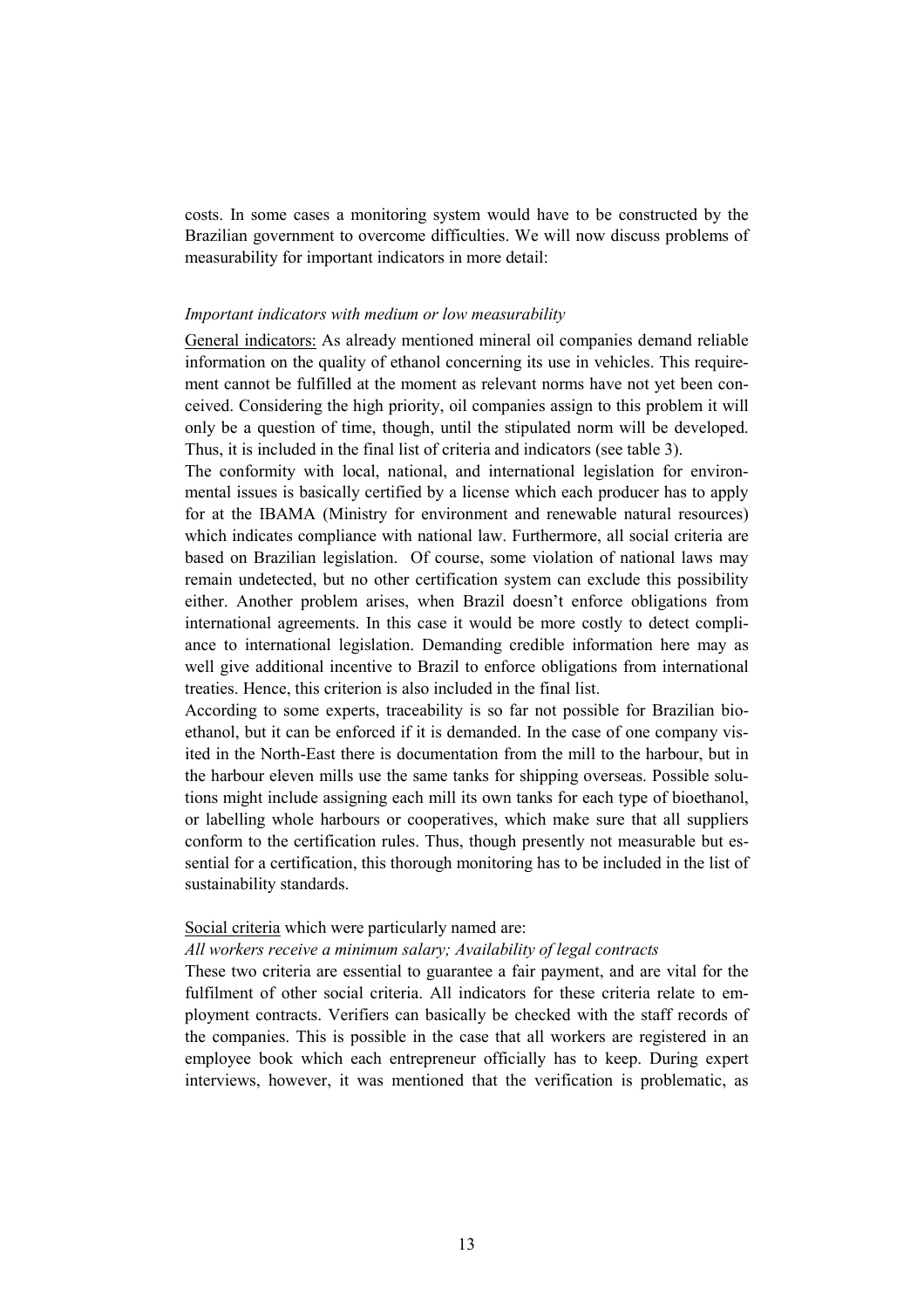costs. In some cases a monitoring system would have to be constructed by the Brazilian government to overcome difficulties. We will now discuss problems of measurability for important indicators in more detail:

*Important indicators with medium or low measurability*

General indicators: As already mentioned mineral oil companies demand reliable information on the quality of ethanol concerning its use in vehicles. This requirement cannot be fulfilled at the moment as relevant norms have not yet been conceived. Considering the high priority, oil companies assign to this problem it will only be a question of time, though, until the stipulated norm will be developed. Thus, it is included in the final list of criteria and indicators (see table 3).

The conformity with local, national, and international legislation for environmental issues is basically certified by a license which each producer has to apply for at the IBAMA (Ministry for environment and renewable natural resources) which indicates compliance with national law. Furthermore, all social criteria are based on Brazilian legislation. Of course, some violation of national laws may remain undetected, but no other certification system can exclude this possibility either. Another problem arises, when Brazil doesn't enforce obligations from international agreements. In this case it would be more costly to detect compliance to international legislation. Demanding credible information here may as well give additional incentive to Brazil to enforce obligations from international treaties. Hence, this criterion is also included in the final list.

According to some experts, traceability is so far not possible for Brazilian bioethanol, but it can be enforced if it is demanded. In the case of one company visited in the North-East there is documentation from the mill to the harbour, but in the harbour eleven mills use the same tanks for shipping overseas. Possible solutions might include assigning each mill its own tanks for each type of bioethanol, or labelling whole harbours or cooperatives, which make sure that all suppliers conform to the certification rules. Thus, though presently not measurable but essential for a certification, this thorough monitoring has to be included in the list of sustainability standards.

Social criteria which were particularly named are:

*All workers receive a minimum salary; Availability of legal contracts*

These two criteria are essential to guarantee a fair payment, and are vital for the fulfilment of other social criteria. All indicators for these criteria relate to employment contracts. Verifiers can basically be checked with the staff records of the companies. This is possible in the case that all workers are registered in an employee book which each entrepreneur officially has to keep. During expert interviews, however, it was mentioned that the verification is problematic, as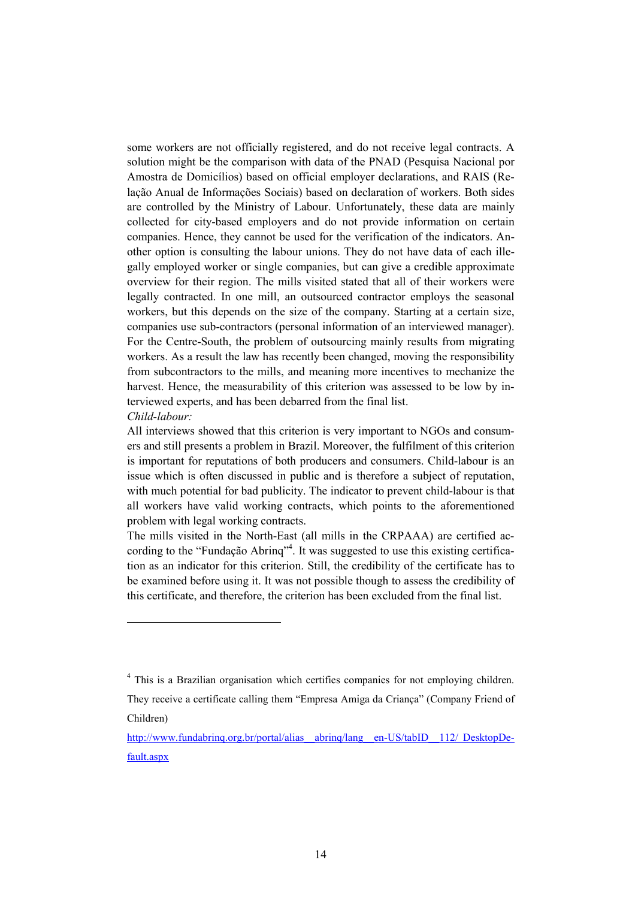some workers are not officially registered, and do not receive legal contracts. A solution might be the comparison with data of the PNAD (Pesquisa Nacional por Amostra de Domicílios) based on official employer declarations, and RAIS (Relação Anual de Informações Sociais) based on declaration of workers. Both sides are controlled by the Ministry of Labour. Unfortunately, these data are mainly collected for city-based employers and do not provide information on certain companies. Hence, they cannot be used for the verification of the indicators. Another option is consulting the labour unions. They do not have data of each illegally employed worker or single companies, but can give a credible approximate overview for their region. The mills visited stated that all of their workers were legally contracted. In one mill, an outsourced contractor employs the seasonal workers, but this depends on the size of the company. Starting at a certain size, companies use sub-contractors (personal information of an interviewed manager). For the Centre-South, the problem of outsourcing mainly results from migrating workers. As a result the law has recently been changed, moving the responsibility from subcontractors to the mills, and meaning more incentives to mechanize the harvest. Hence, the measurability of this criterion was assessed to be low by interviewed experts, and has been debarred from the final list.

*Child-labour:*

All interviews showed that this criterion is very important to NGOs and consumers and still presents a problem in Brazil. Moreover, the fulfilment of this criterion is important for reputations of both producers and consumers. Child-labour is an issue which is often discussed in public and is therefore a subject of reputation, with much potential for bad publicity. The indicator to prevent child-labour is that all workers have valid working contracts, which points to the aforementioned problem with legal working contracts.

The mills visited in the North-East (all mills in the CRPAAA) are certified according to the "Fundação Abrinq"[4]. It was suggested to use this existing certification as an indicator for this criterion. Still, the credibility of the certificate has to be examined before using it. It was not possible though to assess the credibility of this certificate, and therefore, the criterion has been excluded from the final list.

---

[4] This is a Brazilian organisation which certifies companies for not employing children. They receive a certificate calling them "Empresa Amiga da Criança" (Company Friend of Children)

http://www.fundabrinq.org.br/portal/alias__abrinq/lang__en-US/tabID__112/ DesktopDefault.aspx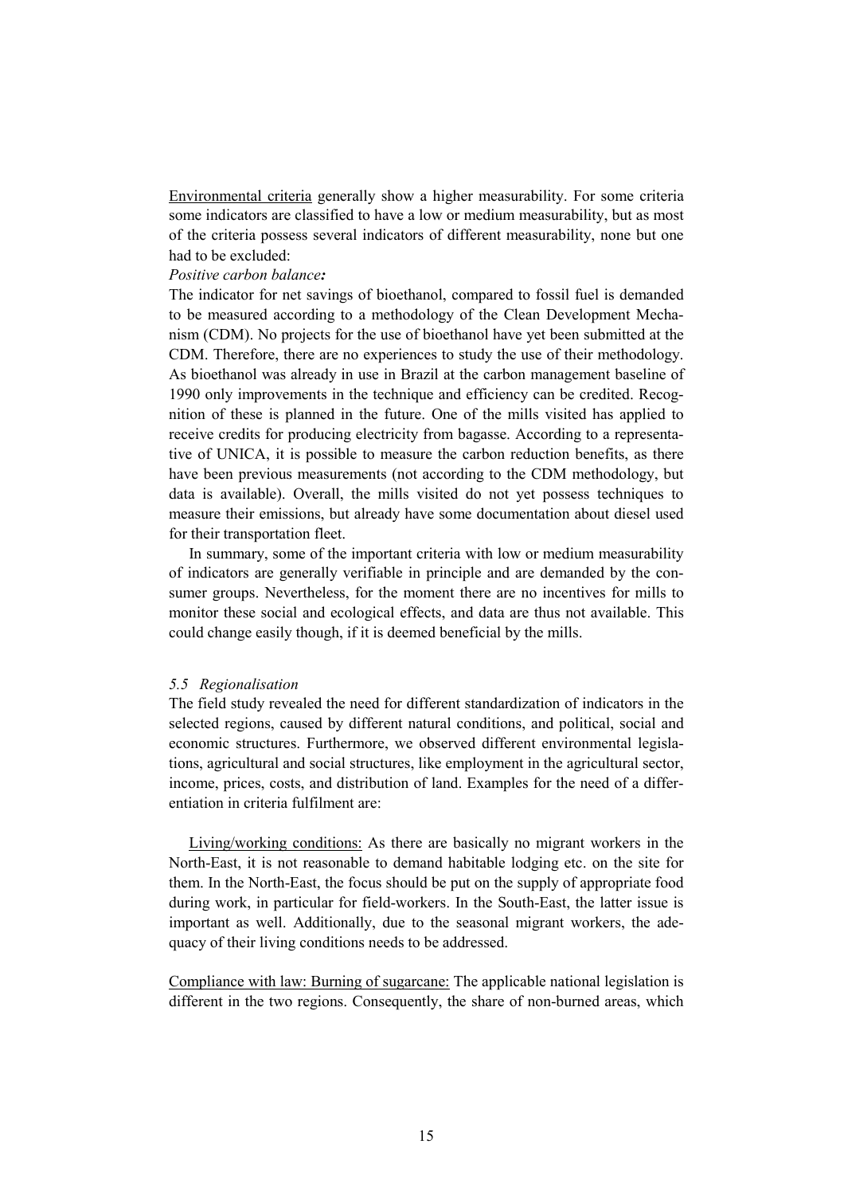Environmental criteria generally show a higher measurability. For some criteria some indicators are classified to have a low or medium measurability, but as most of the criteria possess several indicators of different measurability, none but one had to be excluded:

***Positive carbon balance:***

The indicator for net savings of bioethanol, compared to fossil fuel is demanded to be measured according to a methodology of the Clean Development Mechanism (CDM). No projects for the use of bioethanol have yet been submitted at the CDM. Therefore, there are no experiences to study the use of their methodology. As bioethanol was already in use in Brazil at the carbon management baseline of 1990 only improvements in the technique and efficiency can be credited. Recognition of these is planned in the future. One of the mills visited has applied to receive credits for producing electricity from bagasse. According to a representative of UNICA, it is possible to measure the carbon reduction benefits, as there have been previous measurements (not according to the CDM methodology, but data is available). Overall, the mills visited do not yet possess techniques to measure their emissions, but already have some documentation about diesel used for their transportation fleet.

In summary, some of the important criteria with low or medium measurability of indicators are generally verifiable in principle and are demanded by the consumer groups. Nevertheless, for the moment there are no incentives for mills to monitor these social and ecological effects, and data are thus not available. This could change easily though, if it is deemed beneficial by the mills.

### *5.5 Regionalisation*

The field study revealed the need for different standardization of indicators in the selected regions, caused by different natural conditions, and political, social and economic structures. Furthermore, we observed different environmental legislations, agricultural and social structures, like employment in the agricultural sector, income, prices, costs, and distribution of land. Examples for the need of a differentiation in criteria fulfilment are:

Living/working conditions: As there are basically no migrant workers in the North-East, it is not reasonable to demand habitable lodging etc. on the site for them. In the North-East, the focus should be put on the supply of appropriate food during work, in particular for field-workers. In the South-East, the latter issue is important as well. Additionally, due to the seasonal migrant workers, the adequacy of their living conditions needs to be addressed.

Compliance with law: Burning of sugarcane: The applicable national legislation is different in the two regions. Consequently, the share of non-burned areas, which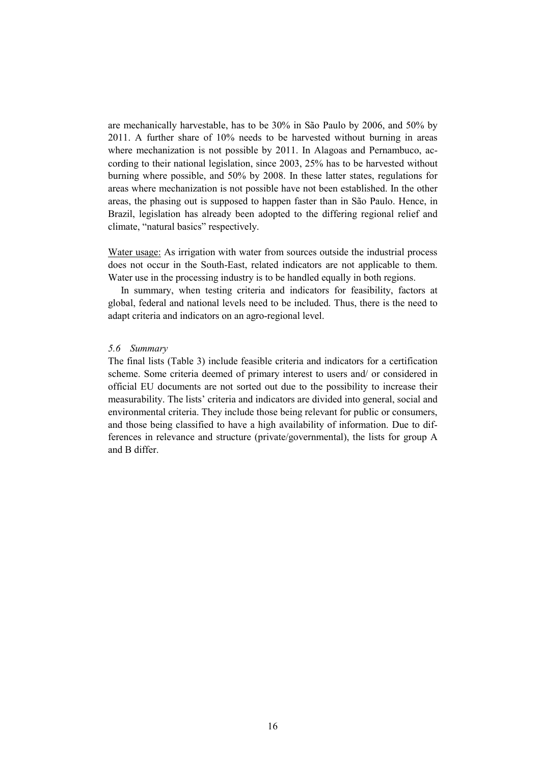are mechanically harvestable, has to be 30% in São Paulo by 2006, and 50% by 2011. A further share of 10% needs to be harvested without burning in areas where mechanization is not possible by 2011. In Alagoas and Pernambuco, according to their national legislation, since 2003, 25% has to be harvested without burning where possible, and 50% by 2008. In these latter states, regulations for areas where mechanization is not possible have not been established. In the other areas, the phasing out is supposed to happen faster than in São Paulo. Hence, in Brazil, legislation has already been adopted to the differing regional relief and climate, "natural basics" respectively.

Water usage: As irrigation with water from sources outside the industrial process does not occur in the South-East, related indicators are not applicable to them. Water use in the processing industry is to be handled equally in both regions.

In summary, when testing criteria and indicators for feasibility, factors at global, federal and national levels need to be included. Thus, there is the need to adapt criteria and indicators on an agro-regional level.

### *5.6 Summary*

The final lists (Table 3) include feasible criteria and indicators for a certification scheme. Some criteria deemed of primary interest to users and/ or considered in official EU documents are not sorted out due to the possibility to increase their measurability. The lists' criteria and indicators are divided into general, social and environmental criteria. They include those being relevant for public or consumers, and those being classified to have a high availability of information. Due to differences in relevance and structure (private/governmental), the lists for group A and B differ.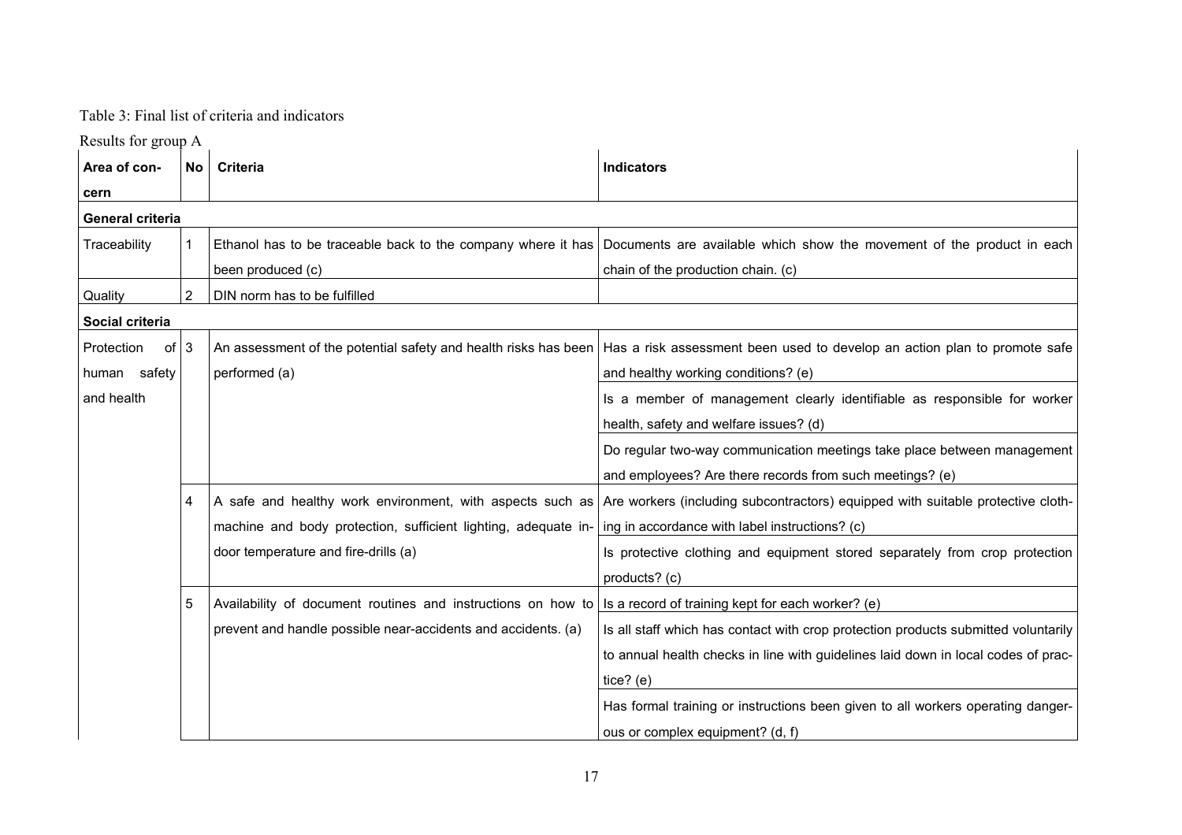Table 3: Final list of criteria and indicators

Results for group A

| Area of concern | No | Criteria | Indicators |
|---|---|---|---|
| **General criteria** | | | |
| Traceability | 1 | Ethanol has to be traceable back to the company where it has been produced (c) | Documents are available which show the movement of the product in each chain of the production chain. (c) |
| Quality | 2 | DIN norm has to be fulfilled | |
| **Social criteria** | | | |
| Protection of human safety and health | 3 | An assessment of the potential safety and health risks has been performed (a) | Has a risk assessment been used to develop an action plan to promote safe and healthy working conditions? (e) |
| | | | Is a member of management clearly identifiable as responsible for worker health, safety and welfare issues? (d) |
| | | | Do regular two-way communication meetings take place between management and employees? Are there records from such meetings? (e) |
| | 4 | A safe and healthy work environment, with aspects such as machine and body protection, sufficient lighting, adequate indoor temperature and fire-drills (a) | Are workers (including subcontractors) equipped with suitable protective clothing in accordance with label instructions? (c) |
| | | | Is protective clothing and equipment stored separately from crop protection products? (c) |
| | 5 | Availability of document routines and instructions on how to prevent and handle possible near-accidents and accidents. (a) | Is a record of training kept for each worker? (e) |
| | | | Is all staff which has contact with crop protection products submitted voluntarily to annual health checks in line with guidelines laid down in local codes of practice? (e) |
| | | | Has formal training or instructions been given to all workers operating dangerous or complex equipment? (d, f) |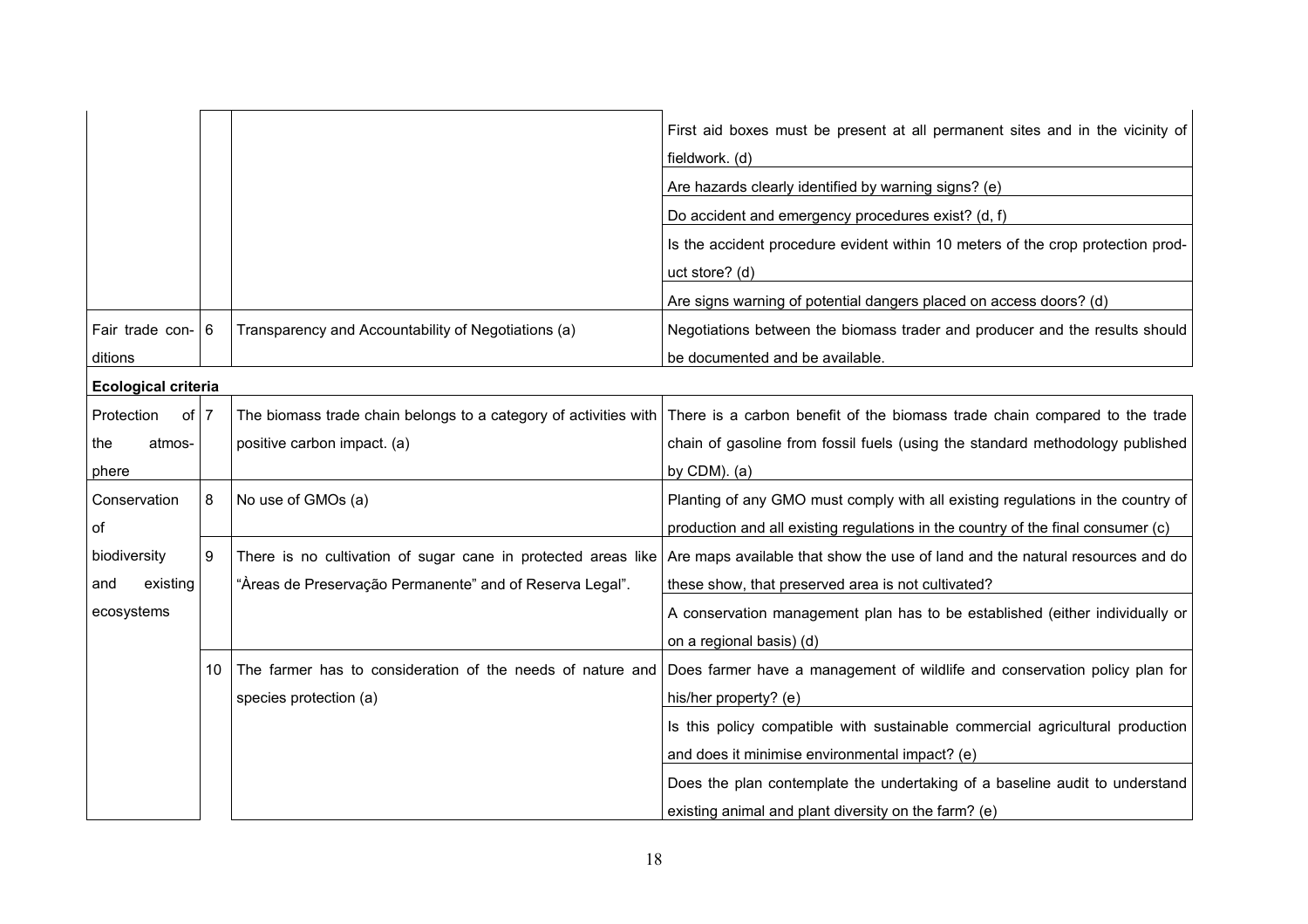| | | | |
|---|---|---|---|
| | | | First aid boxes must be present at all permanent sites and in the vicinity of fieldwork. (d) |
| | | | Are hazards clearly identified by warning signs? (e) |
| | | | Do accident and emergency procedures exist? (d, f) |
| | | | Is the accident procedure evident within 10 meters of the crop protection product store? (d) |
| | | | Are signs warning of potential dangers placed on access doors? (d) |
| Fair trade conditions | 6 | Transparency and Accountability of Negotiations (a) | Negotiations between the biomass trader and producer and the results should be documented and be available. |
| **Ecological criteria** | | | |
| Protection of the atmosphere | 7 | The biomass trade chain belongs to a category of activities with positive carbon impact. (a) | There is a carbon benefit of the biomass trade chain compared to the trade chain of gasoline from fossil fuels (using the standard methodology published by CDM). (a) |
| Conservation of biodiversity and existing ecosystems | 8 | No use of GMOs (a) | Planting of any GMO must comply with all existing regulations in the country of production and all existing regulations in the country of the final consumer (c) |
| | 9 | There is no cultivation of sugar cane in protected areas like "Àreas de Preservação Permanente" and of Reserva Legal". | Are maps available that show the use of land and the natural resources and do these show, that preserved area is not cultivated? |
| | | | A conservation management plan has to be established (either individually or on a regional basis) (d) |
| | 10 | The farmer has to consideration of the needs of nature and species protection (a) | Does farmer have a management of wildlife and conservation policy plan for his/her property? (e) |
| | | | Is this policy compatible with sustainable commercial agricultural production and does it minimise environmental impact? (e) |
| | | | Does the plan contemplate the undertaking of a baseline audit to understand existing animal and plant diversity on the farm? (e) |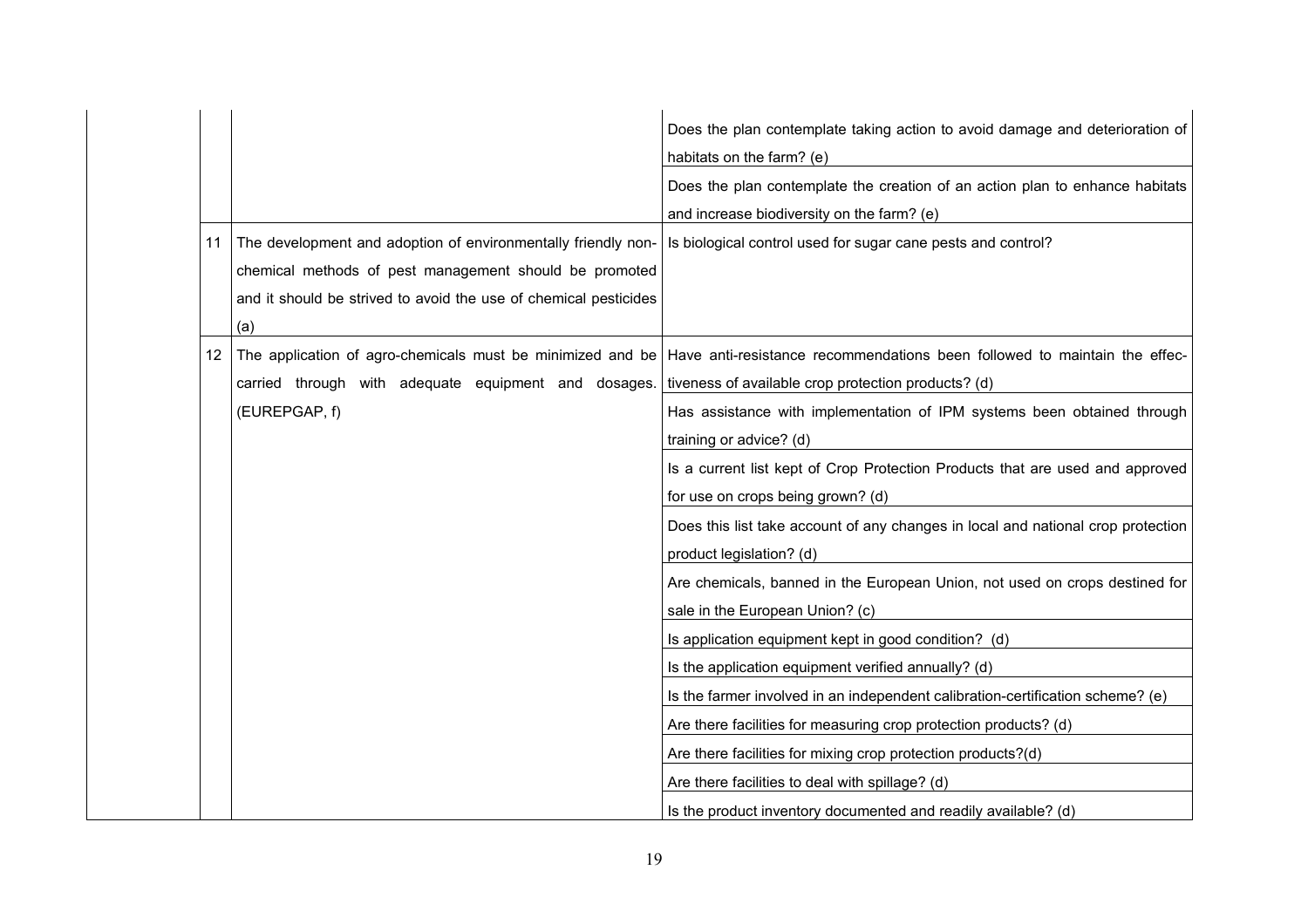| | | | |
|---|---|---|---|
| | | | Does the plan contemplate taking action to avoid damage and deterioration of habitats on the farm? (e) |
| | | | Does the plan contemplate the creation of an action plan to enhance habitats and increase biodiversity on the farm? (e) |
| | 11 | The development and adoption of environmentally friendly non-chemical methods of pest management should be promoted and it should be strived to avoid the use of chemical pesticides (a) | Is biological control used for sugar cane pests and control? |
| | 12 | The application of agro-chemicals must be minimized and be carried through with adequate equipment and dosages. (EUREPGAP, f) | Have anti-resistance recommendations been followed to maintain the effectiveness of available crop protection products? (d) |
| | | | Has assistance with implementation of IPM systems been obtained through training or advice? (d) |
| | | | Is a current list kept of Crop Protection Products that are used and approved for use on crops being grown? (d) |
| | | | Does this list take account of any changes in local and national crop protection product legislation? (d) |
| | | | Are chemicals, banned in the European Union, not used on crops destined for sale in the European Union? (c) |
| | | | Is application equipment kept in good condition? (d) |
| | | | Is the application equipment verified annually? (d) |
| | | | Is the farmer involved in an independent calibration-certification scheme? (e) |
| | | | Are there facilities for measuring crop protection products? (d) |
| | | | Are there facilities for mixing crop protection products?(d) |
| | | | Are there facilities to deal with spillage? (d) |
| | | | Is the product inventory documented and readily available? (d) |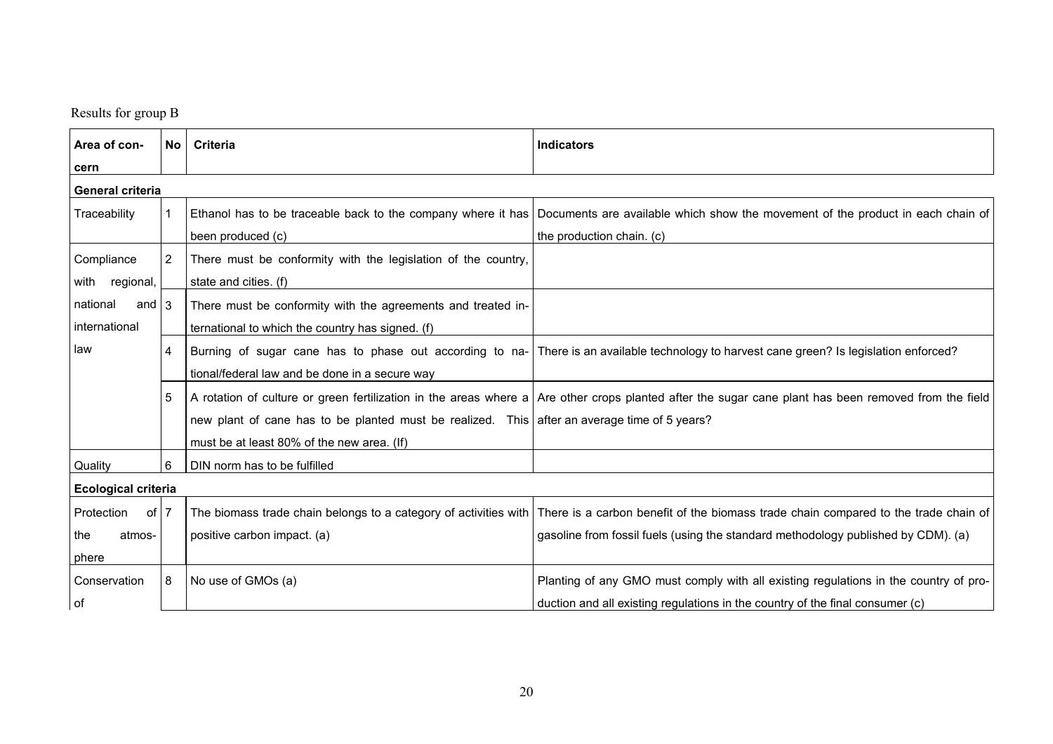Results for group B

| Area of concern | No | Criteria | Indicators |
|---|---|---|---|
| **General criteria** | | | |
| Traceability | 1 | Ethanol has to be traceable back to the company where it has been produced (c) | Documents are available which show the movement of the product in each chain of the production chain. (c) |
| Compliance with regional, national and international law | 2 | There must be conformity with the legislation of the country, state and cities. (f) | |
| | 3 | There must be conformity with the agreements and treated international to which the country has signed. (f) | |
| | 4 | Burning of sugar cane has to phase out according to national/federal law and be done in a secure way | There is an available technology to harvest cane green? Is legislation enforced? |
| | 5 | A rotation of culture or green fertilization in the areas where a new plant of cane has to be planted must be realized. This must be at least 80% of the new area. (lf) | Are other crops planted after the sugar cane plant has been removed from the field after an average time of 5 years? |
| Quality | 6 | DIN norm has to be fulfilled | |
| **Ecological criteria** | | | |
| Protection of the atmosphere | 7 | The biomass trade chain belongs to a category of activities with positive carbon impact. (a) | There is a carbon benefit of the biomass trade chain compared to the trade chain of gasoline from fossil fuels (using the standard methodology published by CDM). (a) |
| Conservation of | 8 | No use of GMOs (a) | Planting of any GMO must comply with all existing regulations in the country of production and all existing regulations in the country of the final consumer (c) |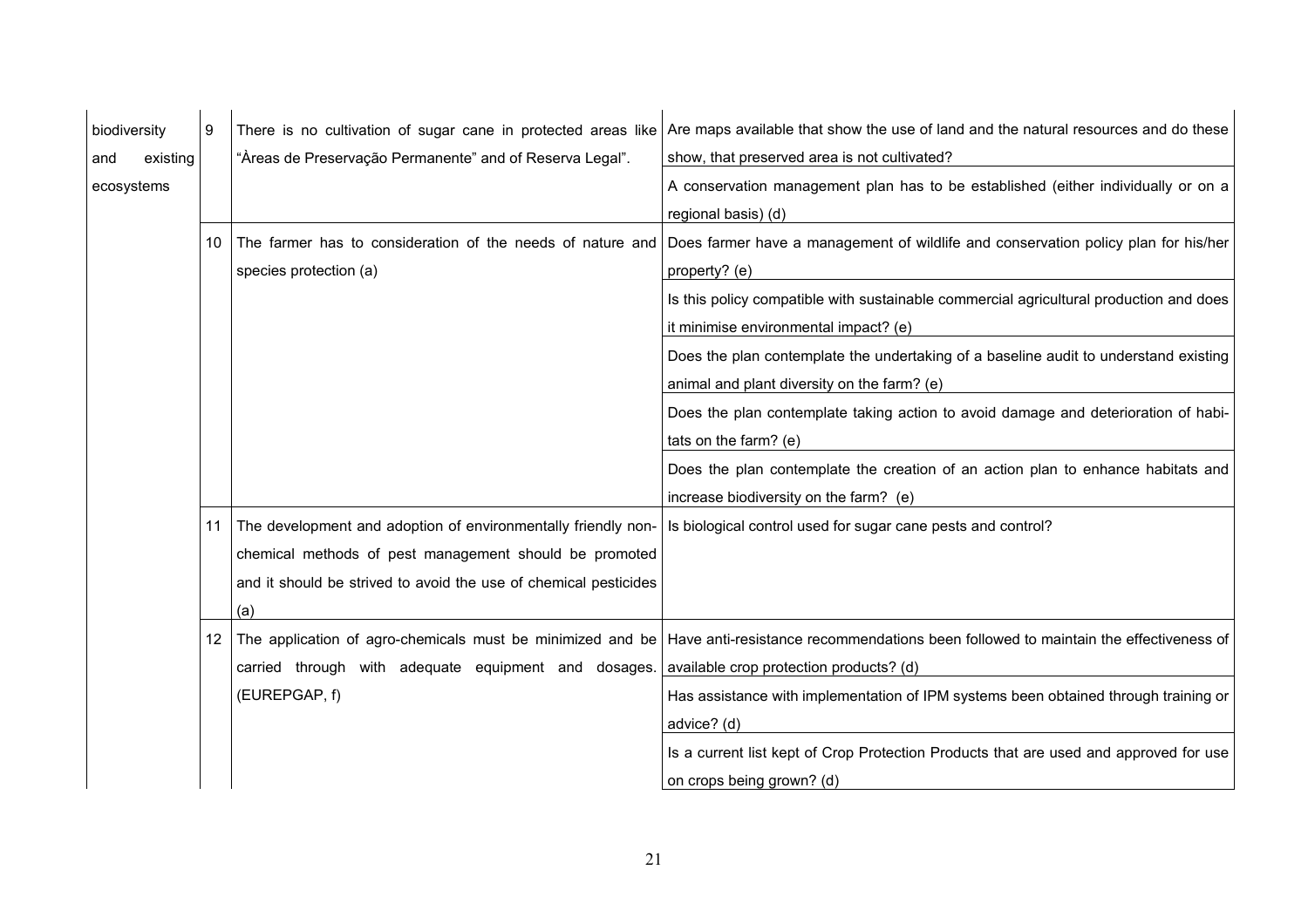| | | | |
|---|---|---|---|
| biodiversity and existing ecosystems | 9 | There is no cultivation of sugar cane in protected areas like "Àreas de Preservação Permanente" and of Reserva Legal". | Are maps available that show the use of land and the natural resources and do these show, that preserved area is not cultivated? |
| | | | A conservation management plan has to be established (either individually or on a regional basis) (d) |
| | 10 | The farmer has to consideration of the needs of nature and species protection (a) | Does farmer have a management of wildlife and conservation policy plan for his/her property? (e) |
| | | | Is this policy compatible with sustainable commercial agricultural production and does it minimise environmental impact? (e) |
| | | | Does the plan contemplate the undertaking of a baseline audit to understand existing animal and plant diversity on the farm? (e) |
| | | | Does the plan contemplate taking action to avoid damage and deterioration of habitats on the farm? (e) |
| | | | Does the plan contemplate the creation of an action plan to enhance habitats and increase biodiversity on the farm? (e) |
| | 11 | The development and adoption of environmentally friendly non-chemical methods of pest management should be promoted and it should be strived to avoid the use of chemical pesticides (a) | Is biological control used for sugar cane pests and control? |
| | 12 | The application of agro-chemicals must be minimized and be carried through with adequate equipment and dosages. (EUREPGAP, f) | Have anti-resistance recommendations been followed to maintain the effectiveness of available crop protection products? (d) |
| | | | Has assistance with implementation of IPM systems been obtained through training or advice? (d) |
| | | | Is a current list kept of Crop Protection Products that are used and approved for use on crops being grown? (d) |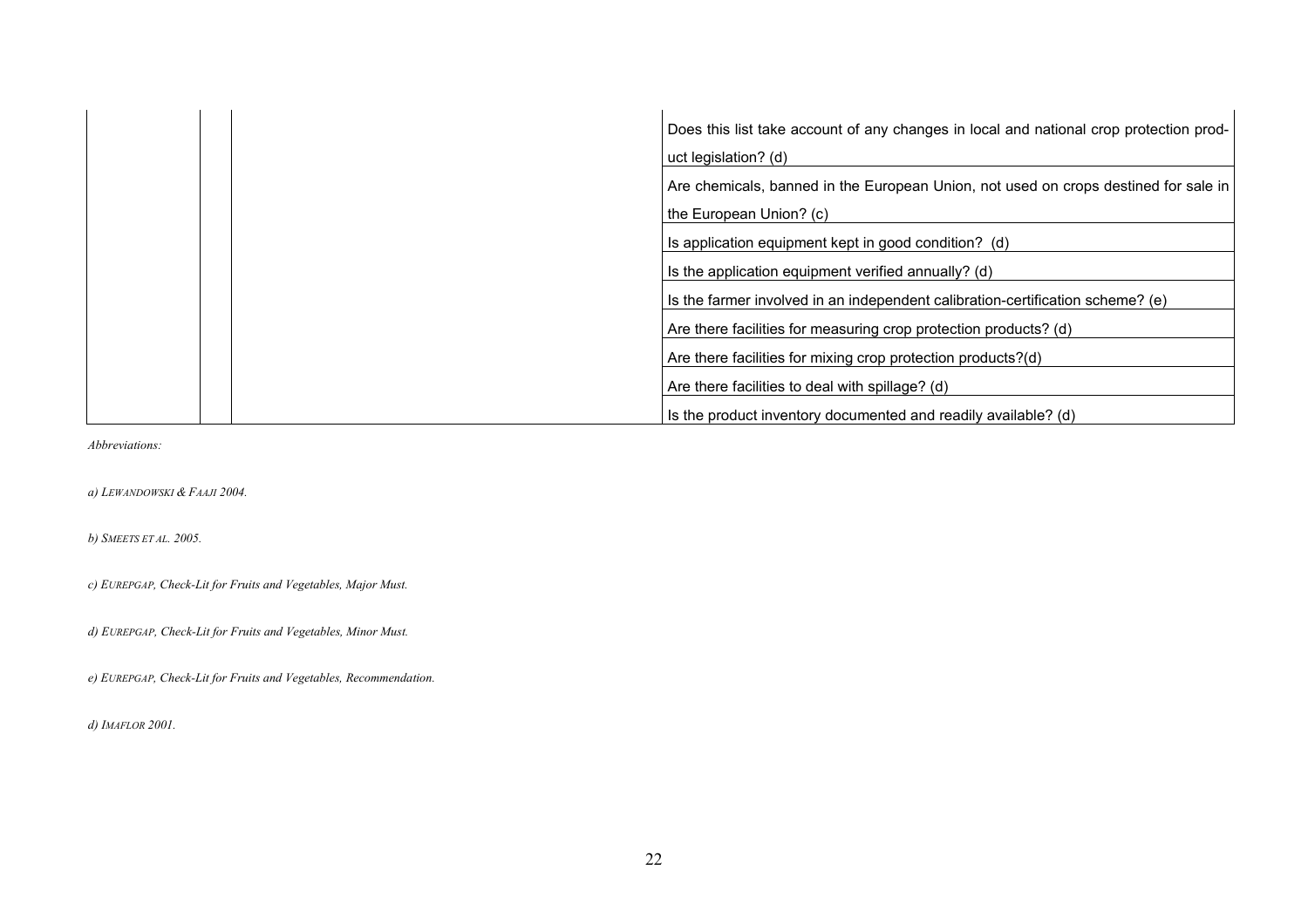| | | | |
|---|---|---|---|
| | | | Does this list take account of any changes in local and national crop protection product legislation? (d) |
| | | | Are chemicals, banned in the European Union, not used on crops destined for sale in the European Union? (c) |
| | | | Is application equipment kept in good condition? (d) |
| | | | Is the application equipment verified annually? (d) |
| | | | Is the farmer involved in an independent calibration-certification scheme? (e) |
| | | | Are there facilities for measuring crop protection products? (d) |
| | | | Are there facilities for mixing crop protection products?(d) |
| | | | Are there facilities to deal with spillage? (d) |
| | | | Is the product inventory documented and readily available? (d) |

*Abbreviations:*

*a) Lewandowski & Faaji 2004.*

*b) Smeets et al. 2005.*

*c) Eurepgap, Check-Lit for Fruits and Vegetables, Major Must.*

*d) Eurepgap, Check-Lit for Fruits and Vegetables, Minor Must.*

*e) Eurepgap, Check-Lit for Fruits and Vegetables, Recommendation.*

*d) Imaflor 2001.*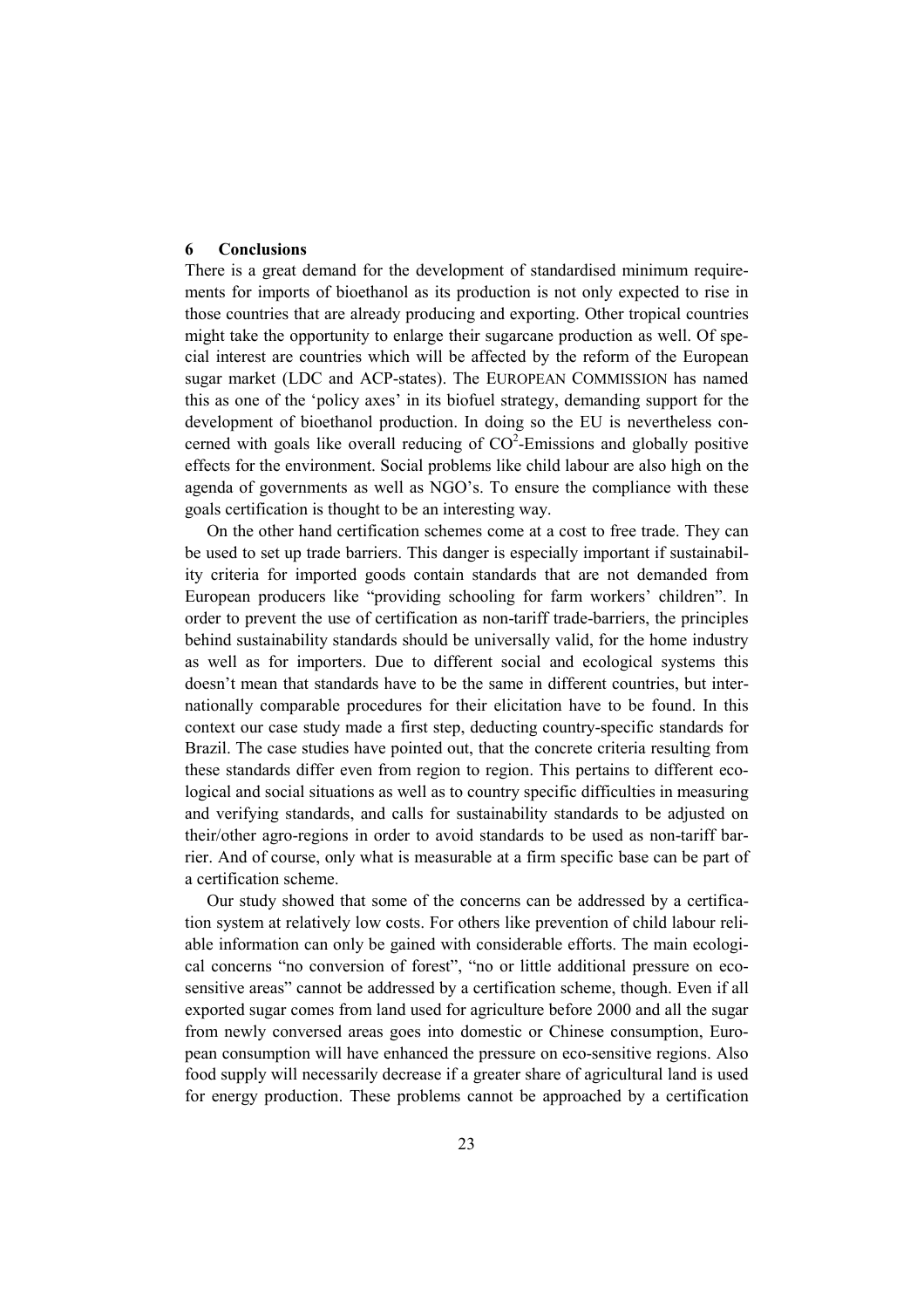## 6 Conclusions

There is a great demand for the development of standardised minimum requirements for imports of bioethanol as its production is not only expected to rise in those countries that are already producing and exporting. Other tropical countries might take the opportunity to enlarge their sugarcane production as well. Of special interest are countries which will be affected by the reform of the European sugar market (LDC and ACP-states). The EUROPEAN COMMISSION has named this as one of the 'policy axes' in its biofuel strategy, demanding support for the development of bioethanol production. In doing so the EU is nevertheless concerned with goals like overall reducing of $CO^2$-Emissions and globally positive effects for the environment. Social problems like child labour are also high on the agenda of governments as well as NGO's. To ensure the compliance with these goals certification is thought to be an interesting way.

On the other hand certification schemes come at a cost to free trade. They can be used to set up trade barriers. This danger is especially important if sustainability criteria for imported goods contain standards that are not demanded from European producers like "providing schooling for farm workers' children". In order to prevent the use of certification as non-tariff trade-barriers, the principles behind sustainability standards should be universally valid, for the home industry as well as for importers. Due to different social and ecological systems this doesn't mean that standards have to be the same in different countries, but internationally comparable procedures for their elicitation have to be found. In this context our case study made a first step, deducting country-specific standards for Brazil. The case studies have pointed out, that the concrete criteria resulting from these standards differ even from region to region. This pertains to different ecological and social situations as well as to country specific difficulties in measuring and verifying standards, and calls for sustainability standards to be adjusted on their/other agro-regions in order to avoid standards to be used as non-tariff barrier. And of course, only what is measurable at a firm specific base can be part of a certification scheme.

Our study showed that some of the concerns can be addressed by a certification system at relatively low costs. For others like prevention of child labour reliable information can only be gained with considerable efforts. The main ecological concerns "no conversion of forest", "no or little additional pressure on eco-sensitive areas" cannot be addressed by a certification scheme, though. Even if all exported sugar comes from land used for agriculture before 2000 and all the sugar from newly conversed areas goes into domestic or Chinese consumption, European consumption will have enhanced the pressure on eco-sensitive regions. Also food supply will necessarily decrease if a greater share of agricultural land is used for energy production. These problems cannot be approached by a certification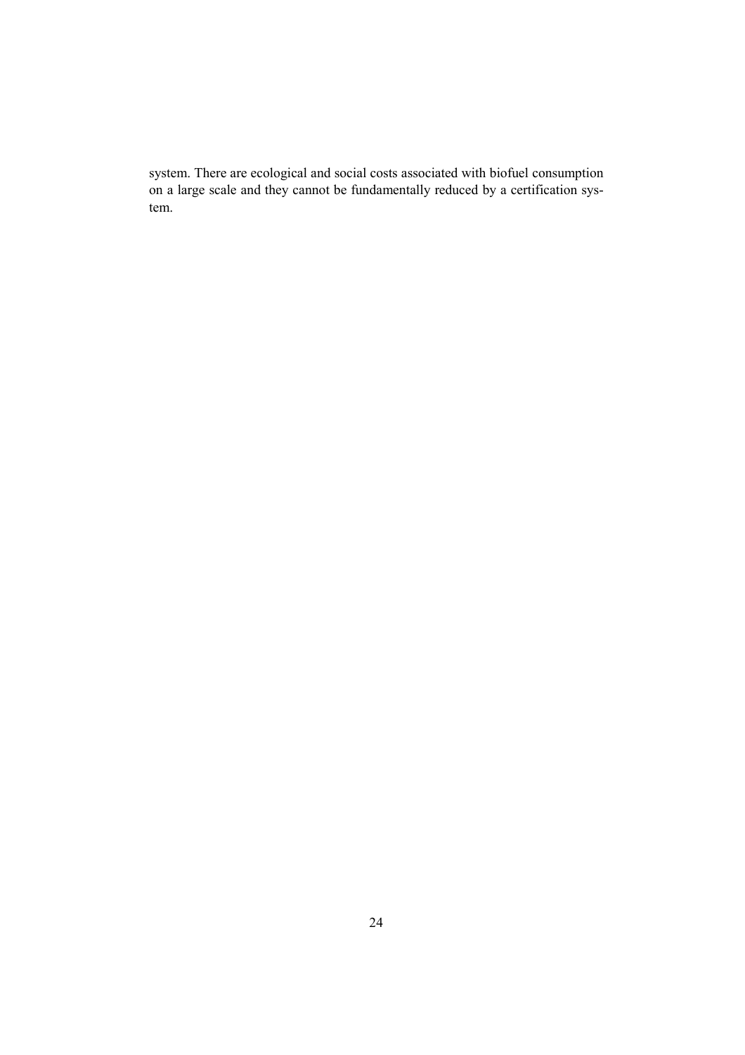system. There are ecological and social costs associated with biofuel consumption on a large scale and they cannot be fundamentally reduced by a certification system.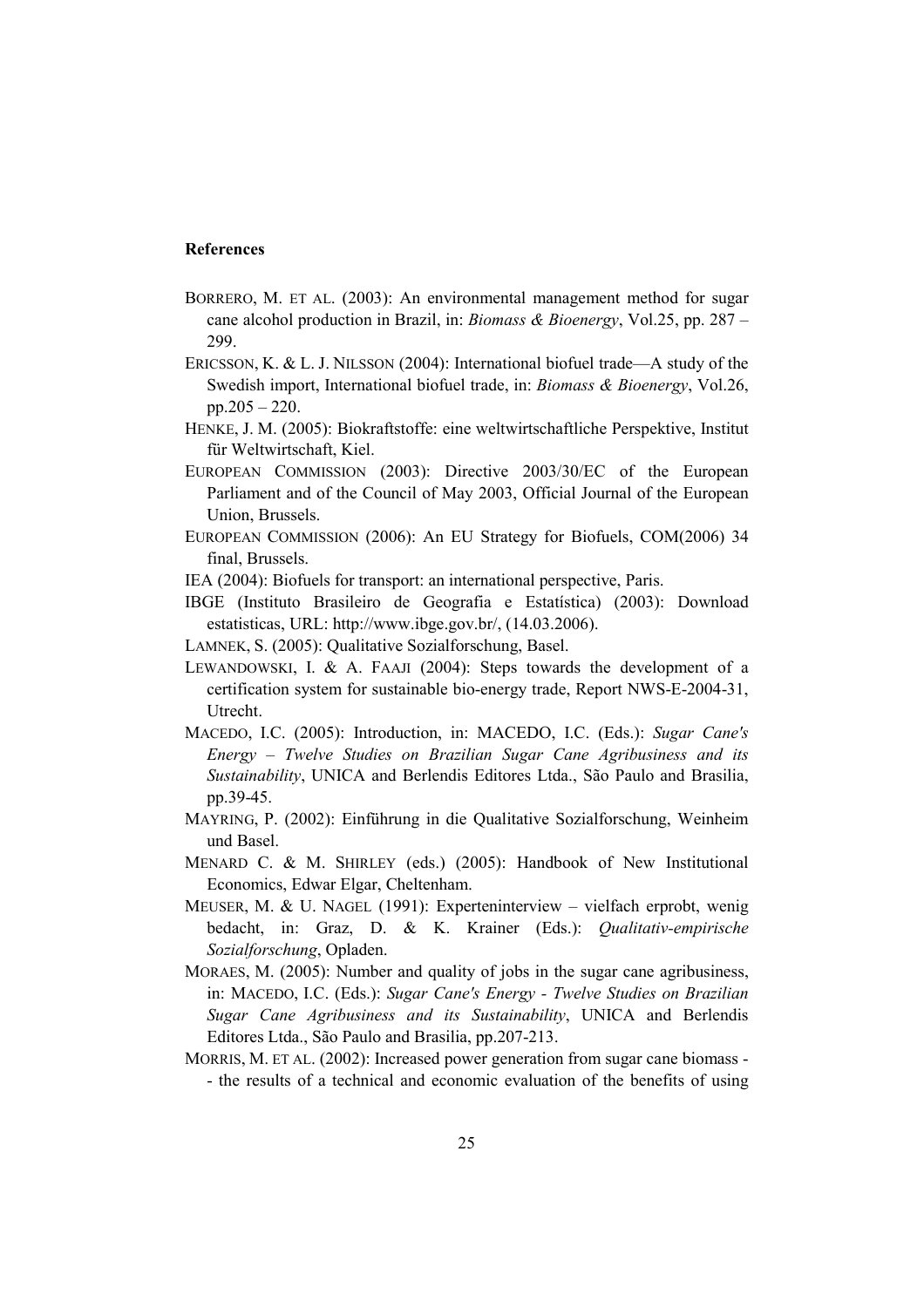**References**

BORRERO, M. ET AL. (2003): An environmental management method for sugar cane alcohol production in Brazil, in: *Biomass & Bioenergy*, Vol.25, pp. 287 – 299.

ERICSSON, K. & L. J. NILSSON (2004): International biofuel trade—A study of the Swedish import, International biofuel trade, in: *Biomass & Bioenergy*, Vol.26, pp.205 – 220.

HENKE, J. M. (2005): Biokraftstoffe: eine weltwirtschaftliche Perspektive, Institut für Weltwirtschaft, Kiel.

EUROPEAN COMMISSION (2003): Directive 2003/30/EC of the European Parliament and of the Council of May 2003, Official Journal of the European Union, Brussels.

EUROPEAN COMMISSION (2006): An EU Strategy for Biofuels, COM(2006) 34 final, Brussels.

IEA (2004): Biofuels for transport: an international perspective, Paris.

IBGE (Instituto Brasileiro de Geografia e Estatística) (2003): Download estatisticas, URL: http://www.ibge.gov.br/, (14.03.2006).

LAMNEK, S. (2005): Qualitative Sozialforschung, Basel.

LEWANDOWSKI, I. & A. FAAJI (2004): Steps towards the development of a certification system for sustainable bio-energy trade, Report NWS-E-2004-31, Utrecht.

MACEDO, I.C. (2005): Introduction, in: MACEDO, I.C. (Eds.): *Sugar Cane's Energy – Twelve Studies on Brazilian Sugar Cane Agribusiness and its Sustainability*, UNICA and Berlendis Editores Ltda., São Paulo and Brasilia, pp.39-45.

MAYRING, P. (2002): Einführung in die Qualitative Sozialforschung, Weinheim und Basel.

MENARD C. & M. SHIRLEY (eds.) (2005): Handbook of New Institutional Economics, Edwar Elgar, Cheltenham.

MEUSER, M. & U. NAGEL (1991): Experteninterview – vielfach erprobt, wenig bedacht, in: Graz, D. & K. Krainer (Eds.): *Qualitativ-empirische Sozialforschung*, Opladen.

MORAES, M. (2005): Number and quality of jobs in the sugar cane agribusiness, in: MACEDO, I.C. (Eds.): *Sugar Cane's Energy - Twelve Studies on Brazilian Sugar Cane Agribusiness and its Sustainability*, UNICA and Berlendis Editores Ltda., São Paulo and Brasilia, pp.207-213.

MORRIS, M. ET AL. (2002): Increased power generation from sugar cane biomass -- the results of a technical and economic evaluation of the benefits of using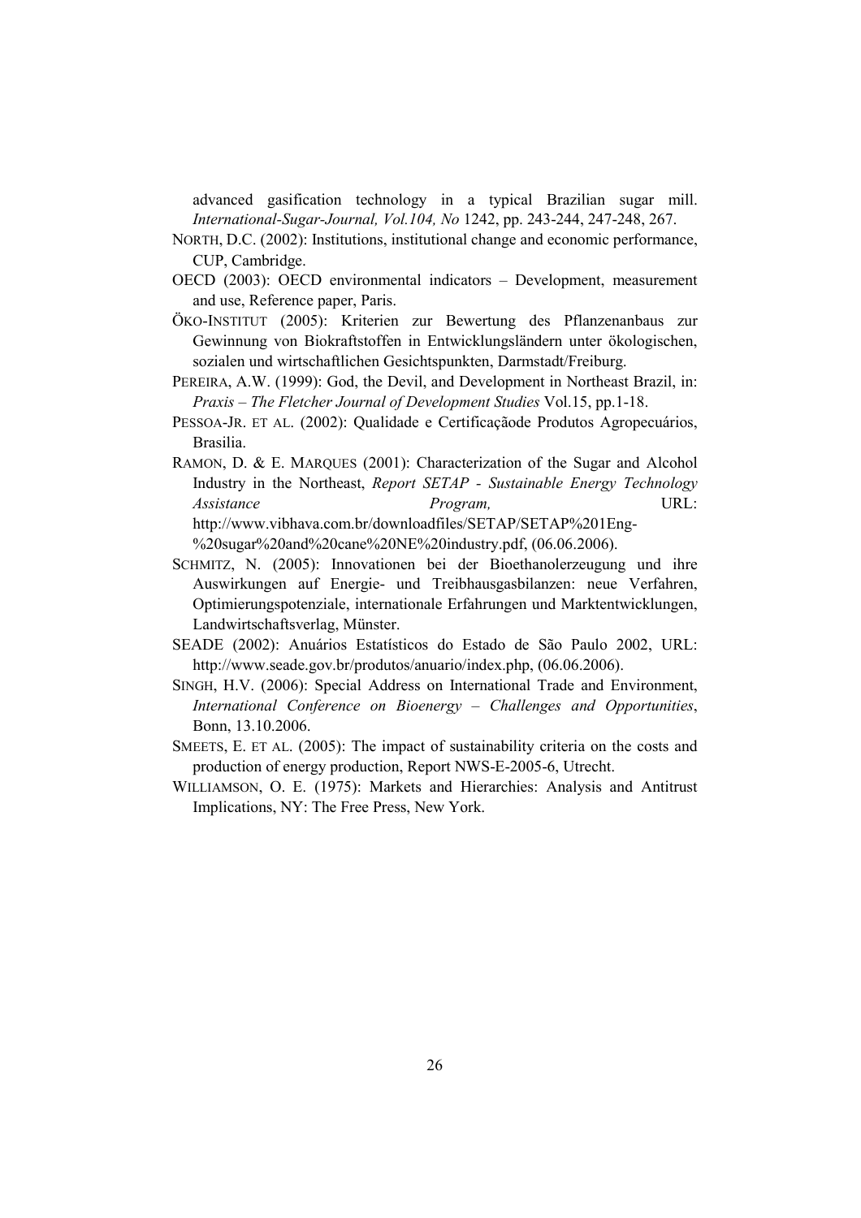advanced gasification technology in a typical Brazilian sugar mill. *International-Sugar-Journal, Vol.104, No* 1242, pp. 243-244, 247-248, 267.

NORTH, D.C. (2002): Institutions, institutional change and economic performance, CUP, Cambridge.

OECD (2003): OECD environmental indicators – Development, measurement and use, Reference paper, Paris.

ÖKO-INSTITUT (2005): Kriterien zur Bewertung des Pflanzenanbaus zur Gewinnung von Biokraftstoffen in Entwicklungsländern unter ökologischen, sozialen und wirtschaftlichen Gesichtspunkten, Darmstadt/Freiburg.

PEREIRA, A.W. (1999): God, the Devil, and Development in Northeast Brazil, in: *Praxis – The Fletcher Journal of Development Studies* Vol.15, pp.1-18.

PESSOA-JR. ET AL. (2002): Qualidade e Certificaçãode Produtos Agropecuários, Brasilia.

RAMON, D. & E. MARQUES (2001): Characterization of the Sugar and Alcohol Industry in the Northeast, *Report SETAP - Sustainable Energy Technology Assistance Program,* URL: http://www.vibhava.com.br/downloadfiles/SETAP/SETAP%201Eng-%20sugar%20and%20cane%20NE%20industry.pdf, (06.06.2006).

SCHMITZ, N. (2005): Innovationen bei der Bioethanolerzeugung und ihre Auswirkungen auf Energie- und Treibhausgasbilanzen: neue Verfahren, Optimierungspotenziale, internationale Erfahrungen und Marktentwicklungen, Landwirtschaftsverlag, Münster.

SEADE (2002): Anuários Estatísticos do Estado de São Paulo 2002, URL: http://www.seade.gov.br/produtos/anuario/index.php, (06.06.2006).

SINGH, H.V. (2006): Special Address on International Trade and Environment, *International Conference on Bioenergy – Challenges and Opportunities*, Bonn, 13.10.2006.

SMEETS, E. ET AL. (2005): The impact of sustainability criteria on the costs and production of energy production, Report NWS-E-2005-6, Utrecht.

WILLIAMSON, O. E. (1975): Markets and Hierarchies: Analysis and Antitrust Implications, NY: The Free Press, New York.